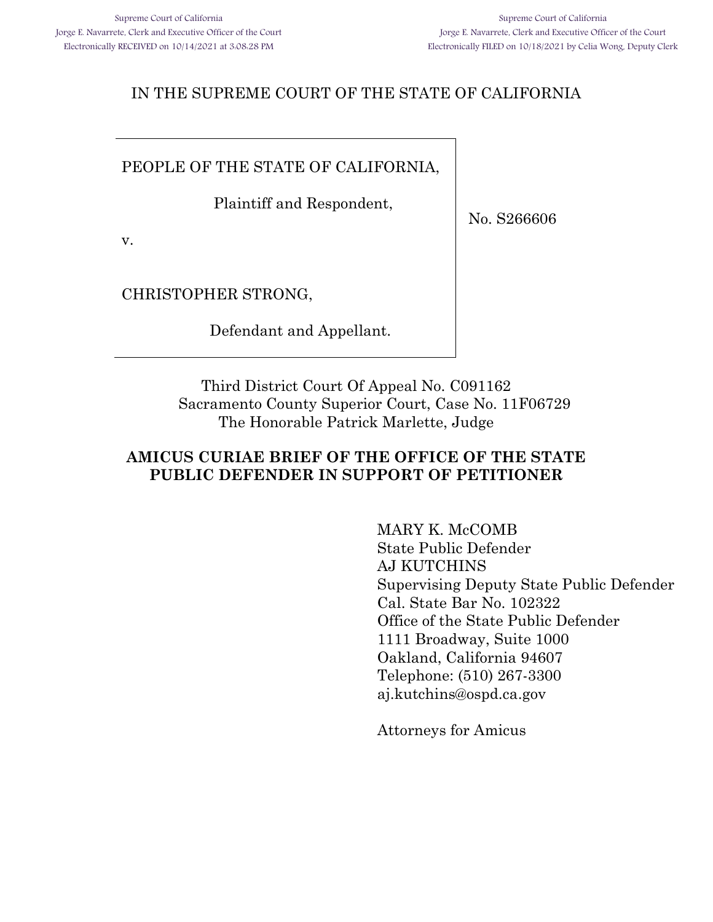Supreme Court of California
Jorge E. Navarrete, Clerk and Executive Officer of the Court
Electronically RECEIVED on 10/14/2021 at 3:08:28 PM

Supreme Court of California
Jorge E. Navarrete, Clerk and Executive Officer of the Court
Electronically FILED on 10/18/2021 by Celia Wong, Deputy Clerk

IN THE SUPREME COURT OF THE STATE OF CALIFORNIA

PEOPLE OF THE STATE OF CALIFORNIA,

Plaintiff and Respondent,

v.

CHRISTOPHER STRONG,

Defendant and Appellant.

No. S266606

Third District Court Of Appeal No. C091162
Sacramento County Superior Court, Case No. 11F06729
The Honorable Patrick Marlette, Judge

**AMICUS CURIAE BRIEF OF THE OFFICE OF THE STATE PUBLIC DEFENDER IN SUPPORT OF PETITIONER**

MARY K. McCOMB
State Public Defender
AJ KUTCHINS
Supervising Deputy State Public Defender
Cal. State Bar No. 102322
Office of the State Public Defender
1111 Broadway, Suite 1000
Oakland, California 94607
Telephone: (510) 267-3300
aj.kutchins@ospd.ca.gov

Attorneys for Amicus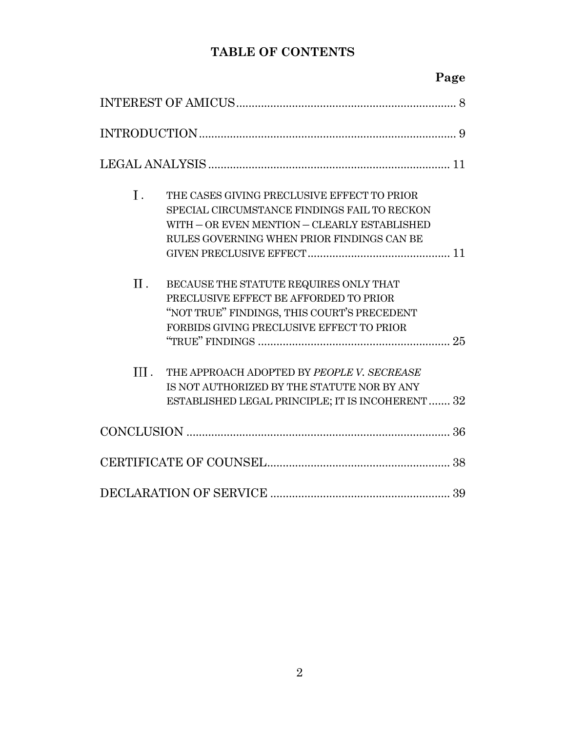## TABLE OF CONTENTS

| | Page |
|---|---|
| INTEREST OF AMICUS | 8 |
| INTRODUCTION | 9 |
| LEGAL ANALYSIS | 11 |
| Ⅰ. THE CASES GIVING PRECLUSIVE EFFECT TO PRIOR SPECIAL CIRCUMSTANCE FINDINGS FAIL TO RECKON WITH – OR EVEN MENTION – CLEARLY ESTABLISHED RULES GOVERNING WHEN PRIOR FINDINGS CAN BE GIVEN PRECLUSIVE EFFECT | 11 |
| Ⅱ. BECAUSE THE STATUTE REQUIRES ONLY THAT PRECLUSIVE EFFECT BE AFFORDED TO PRIOR "NOT TRUE" FINDINGS, THIS COURT'S PRECEDENT FORBIDS GIVING PRECLUSIVE EFFECT TO PRIOR "TRUE" FINDINGS | 25 |
| Ⅲ. THE APPROACH ADOPTED BY *PEOPLE V. SECREASE* IS NOT AUTHORIZED BY THE STATUTE NOR BY ANY ESTABLISHED LEGAL PRINCIPLE; IT IS INCOHERENT | 32 |
| CONCLUSION | 36 |
| CERTIFICATE OF COUNSEL | 38 |
| DECLARATION OF SERVICE | 39 |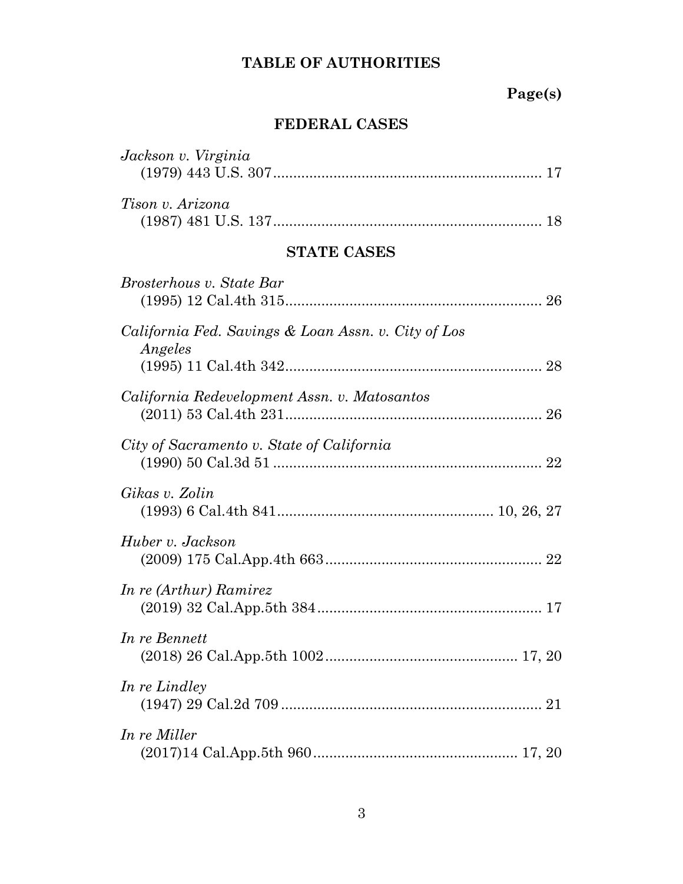# TABLE OF AUTHORITIES

**Page(s)**

## FEDERAL CASES

*Jackson v. Virginia*
(1979) 443 U.S. 307 .................................................................. 17

*Tison v. Arizona*
(1987) 481 U.S. 137 .................................................................. 18

## STATE CASES

*Brosterhous v. State Bar*
(1995) 12 Cal.4th 315 ................................................................ 26

*California Fed. Savings & Loan Assn. v. City of Los Angeles*
(1995) 11 Cal.4th 342 ................................................................ 28

*California Redevelopment Assn. v. Matosantos*
(2011) 53 Cal.4th 231 ................................................................ 26

*City of Sacramento v. State of California*
(1990) 50 Cal.3d 51 .................................................................. 22

*Gikas v. Zolin*
(1993) 6 Cal.4th 841 .................................................... 10, 26, 27

*Huber v. Jackson*
(2009) 175 Cal.App.4th 663 ...................................................... 22

*In re (Arthur) Ramirez*
(2019) 32 Cal.App.5th 384 ........................................................ 17

*In re Bennett*
(2018) 26 Cal.App.5th 1002 ................................................ 17, 20

*In re Lindley*
(1947) 29 Cal.2d 709 ................................................................. 21

*In re Miller*
(2017)14 Cal.App.5th 960 ................................................... 17, 20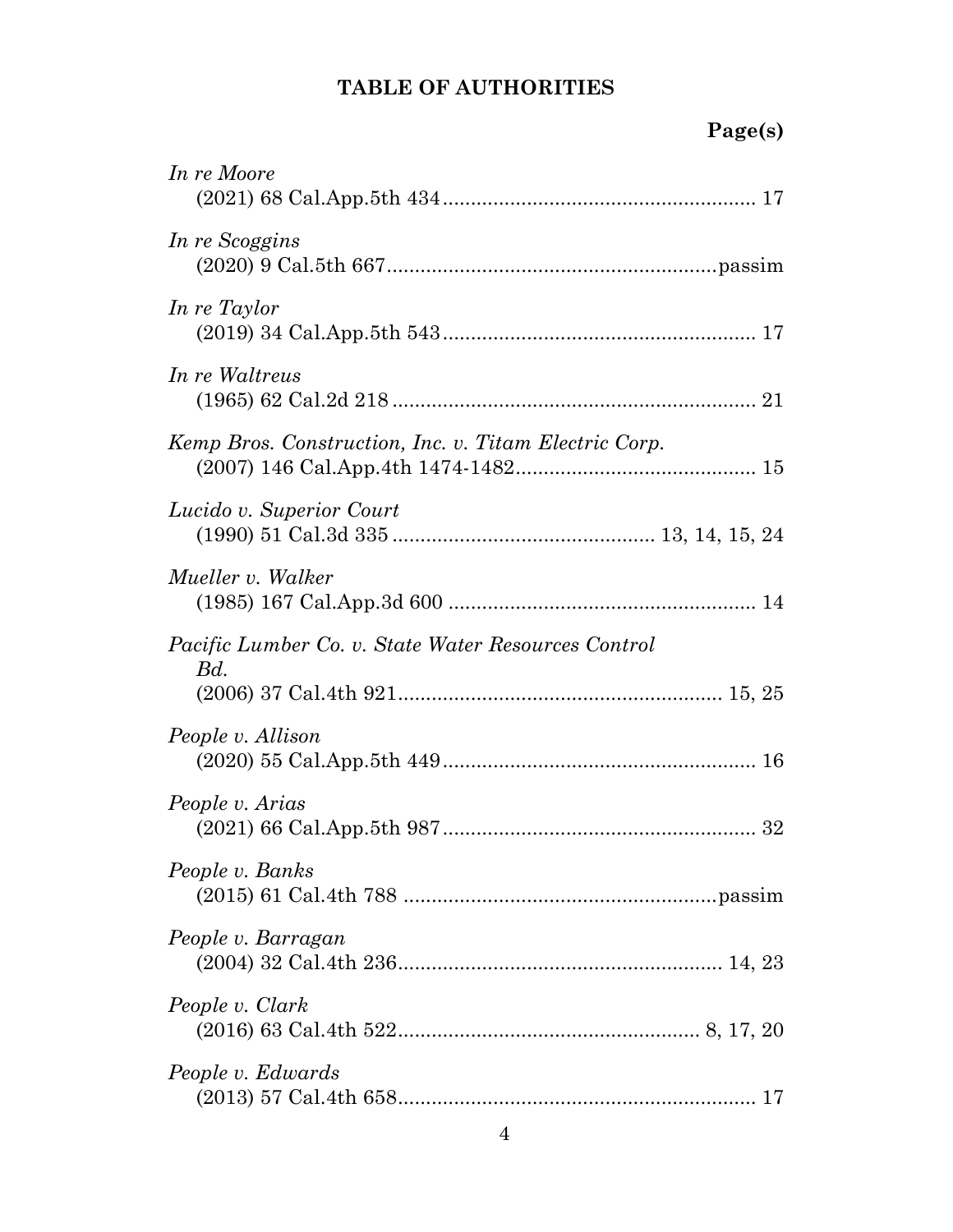## TABLE OF AUTHORITIES

**Page(s)**

*In re Moore*
(2021) 68 Cal.App.5th 434 ....................................................... 17

*In re Scoggins*
(2020) 9 Cal.5th 667 ..........................................................passim

*In re Taylor*
(2019) 34 Cal.App.5th 543 ....................................................... 17

*In re Waltreus*
(1965) 62 Cal.2d 218 ................................................................ 21

*Kemp Bros. Construction, Inc. v. Titam Electric Corp.*
(2007) 146 Cal.App.4th 1474-1482 .......................................... 15

*Lucido v. Superior Court*
(1990) 51 Cal.3d 335 .............................................. 13, 14, 15, 24

*Mueller v. Walker*
(1985) 167 Cal.App.3d 600 ...................................................... 14

*Pacific Lumber Co. v. State Water Resources Control Bd.*
(2006) 37 Cal.4th 921 ......................................................... 15, 25

*People v. Allison*
(2020) 55 Cal.App.5th 449 ....................................................... 16

*People v. Arias*
(2021) 66 Cal.App.5th 987 ....................................................... 32

*People v. Banks*
(2015) 61 Cal.4th 788 .......................................................passim

*People v. Barragan*
(2004) 32 Cal.4th 236 ......................................................... 14, 23

*People v. Clark*
(2016) 63 Cal.4th 522 ...................................................... 8, 17, 20

*People v. Edwards*
(2013) 57 Cal.4th 658 ............................................................... 17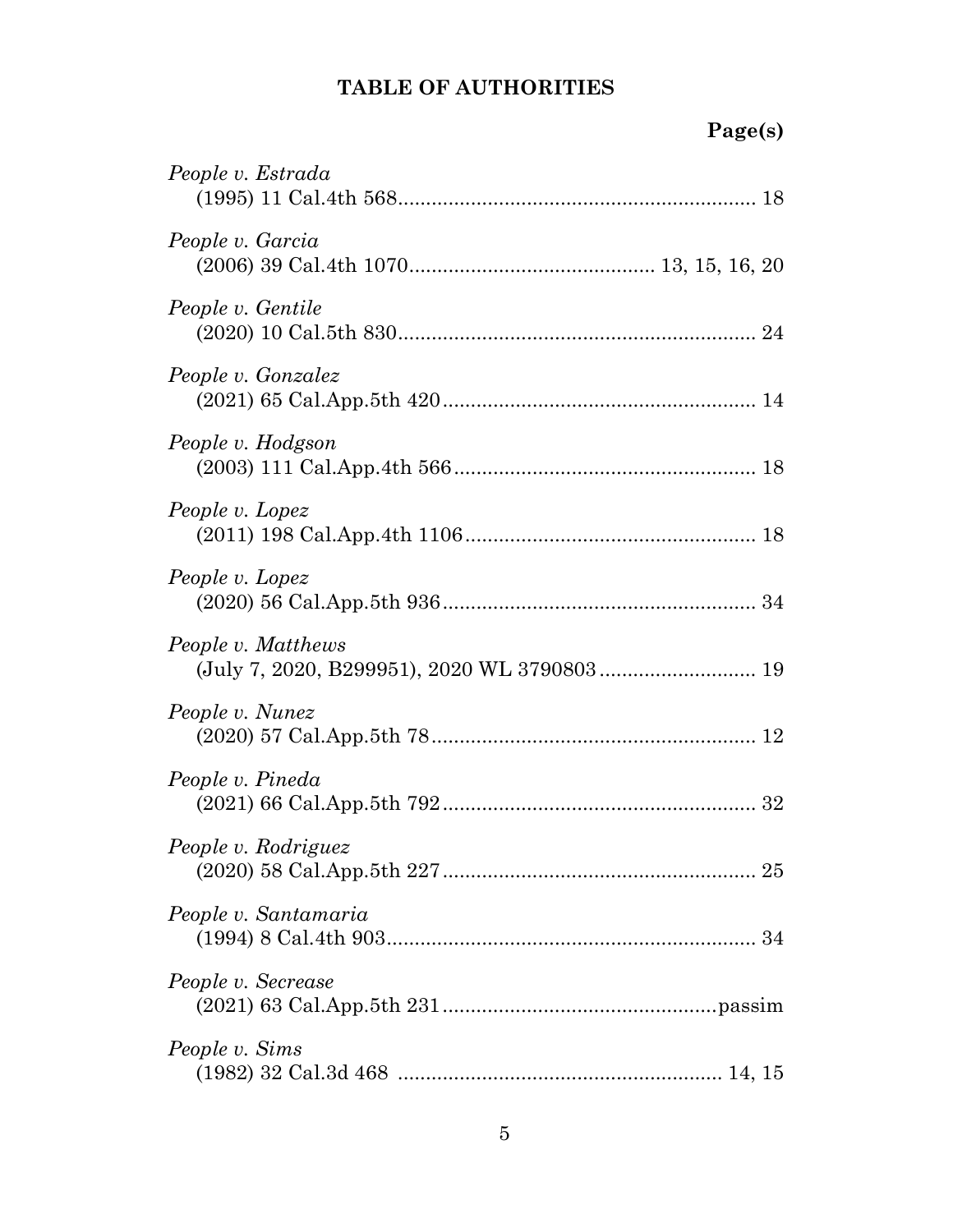## TABLE OF AUTHORITIES

**Page(s)**

*People v. Estrada*
(1995) 11 Cal.4th 568 .......... 18

*People v. Garcia*
(2006) 39 Cal.4th 1070 .......... 13, 15, 16, 20

*People v. Gentile*
(2020) 10 Cal.5th 830 .......... 24

*People v. Gonzalez*
(2021) 65 Cal.App.5th 420 .......... 14

*People v. Hodgson*
(2003) 111 Cal.App.4th 566 .......... 18

*People v. Lopez*
(2011) 198 Cal.App.4th 1106 .......... 18

*People v. Lopez*
(2020) 56 Cal.App.5th 936 .......... 34

*People v. Matthews*
(July 7, 2020, B299951), 2020 WL 3790803 .......... 19

*People v. Nunez*
(2020) 57 Cal.App.5th 78 .......... 12

*People v. Pineda*
(2021) 66 Cal.App.5th 792 .......... 32

*People v. Rodriguez*
(2020) 58 Cal.App.5th 227 .......... 25

*People v. Santamaria*
(1994) 8 Cal.4th 903 .......... 34

*People v. Secrease*
(2021) 63 Cal.App.5th 231 .......... passim

*People v. Sims*
(1982) 32 Cal.3d 468 .......... 14, 15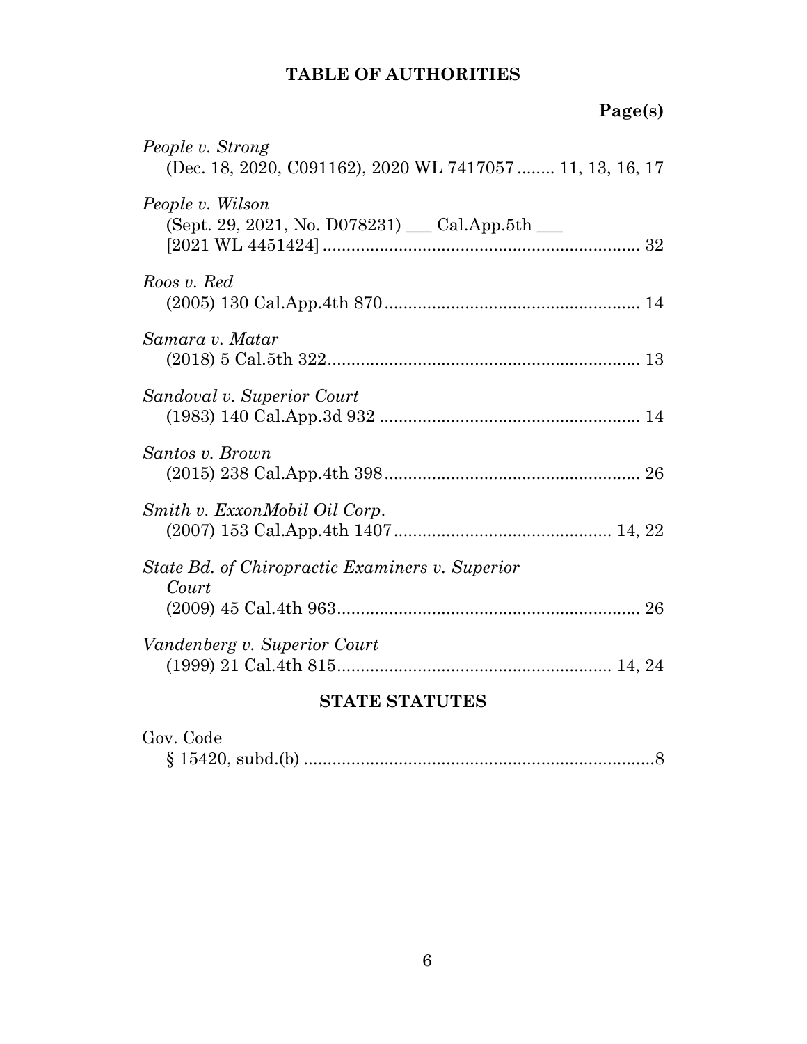## TABLE OF AUTHORITIES

**Page(s)**

*People v. Strong*
(Dec. 18, 2020, C091162), 2020 WL 7417057 ........ 11, 13, 16, 17

*People v. Wilson*
(Sept. 29, 2021, No. D078231) ___ Cal.App.5th ___
[2021 WL 4451424] .................................................................. 32

*Roos v. Red*
(2005) 130 Cal.App.4th 870 ...................................................... 14

*Samara v. Matar*
(2018) 5 Cal.5th 322.................................................................. 13

*Sandoval v. Superior Court*
(1983) 140 Cal.App.3d 932 ....................................................... 14

*Santos v. Brown*
(2015) 238 Cal.App.4th 398...................................................... 26

*Smith v. ExxonMobil Oil Corp.*
(2007) 153 Cal.App.4th 1407.............................................. 14, 22

*State Bd. of Chiropractic Examiners v. Superior Court*
(2009) 45 Cal.4th 963................................................................ 26

*Vandenberg v. Superior Court*
(1999) 21 Cal.4th 815.......................................................... 14, 24

## STATE STATUTES

Gov. Code
§ 15420, subd.(b) ...........................................................................8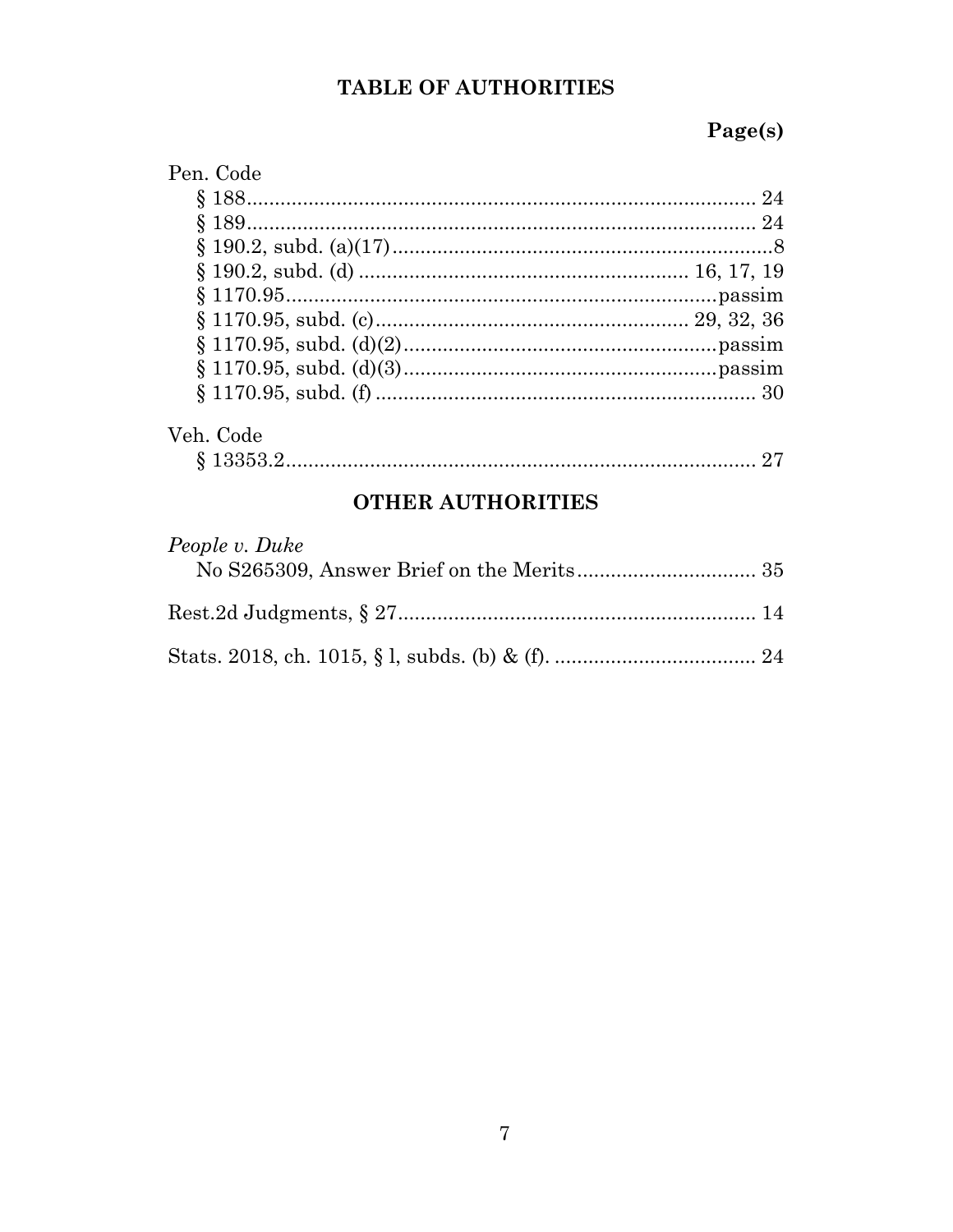## TABLE OF AUTHORITIES

**Page(s)**

Pen. Code

§ 188 .......................................................................................... 24

§ 189 .......................................................................................... 24

§ 190.2, subd. (a)(17) .....................................................................8

§ 190.2, subd. (d) .......................................................... 16, 17, 19

§ 1170.95 ...........................................................................passim

§ 1170.95, subd. (c) ...................................................... 29, 32, 36

§ 1170.95, subd. (d)(2) .......................................................passim

§ 1170.95, subd. (d)(3) .......................................................passim

§ 1170.95, subd. (f) .................................................................... 30

Veh. Code

§ 13353.2 .................................................................................... 27

## OTHER AUTHORITIES

*People v. Duke*

No S265309, Answer Brief on the Merits ................................ 35

Rest.2d Judgments, § 27 ................................................................ 14

Stats. 2018, ch. 1015, § l, subds. (b) & (f). .................................... 24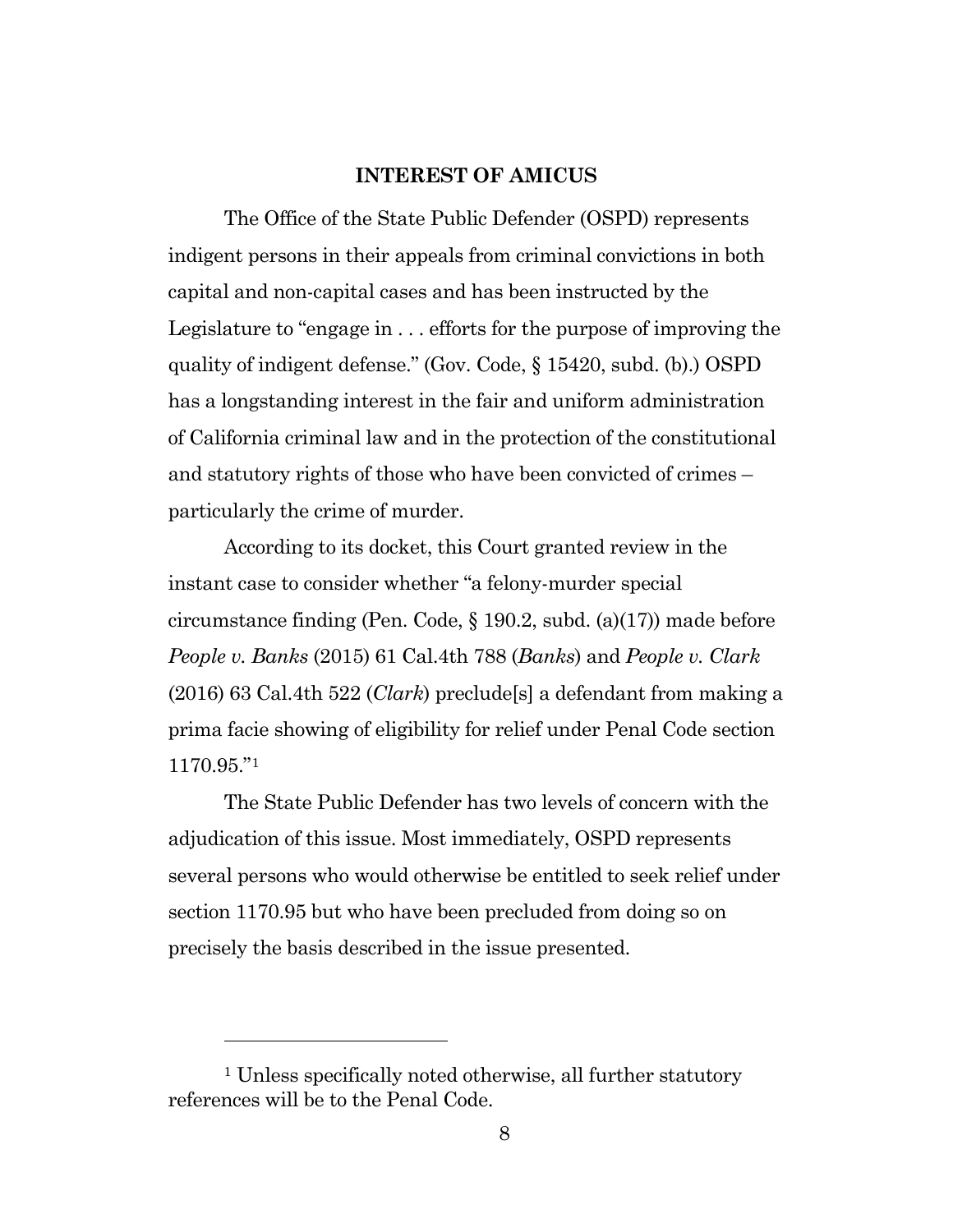## INTEREST OF AMICUS

The Office of the State Public Defender (OSPD) represents indigent persons in their appeals from criminal convictions in both capital and non-capital cases and has been instructed by the Legislature to "engage in . . . efforts for the purpose of improving the quality of indigent defense." (Gov. Code, § 15420, subd. (b).) OSPD has a longstanding interest in the fair and uniform administration of California criminal law and in the protection of the constitutional and statutory rights of those who have been convicted of crimes – particularly the crime of murder.

According to its docket, this Court granted review in the instant case to consider whether "a felony-murder special circumstance finding (Pen. Code, § 190.2, subd. (a)(17)) made before *People v. Banks* (2015) 61 Cal.4th 788 (*Banks*) and *People v. Clark* (2016) 63 Cal.4th 522 (*Clark*) preclude[s] a defendant from making a prima facie showing of eligibility for relief under Penal Code section 1170.95."[1]

The State Public Defender has two levels of concern with the adjudication of this issue. Most immediately, OSPD represents several persons who would otherwise be entitled to seek relief under section 1170.95 but who have been precluded from doing so on precisely the basis described in the issue presented.

---

[1] Unless specifically noted otherwise, all further statutory references will be to the Penal Code.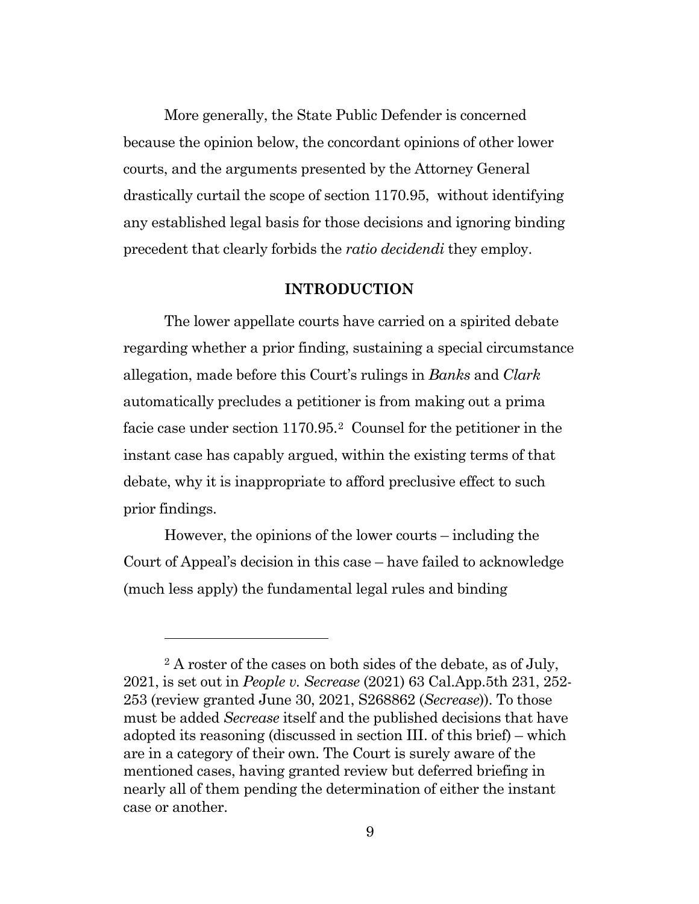More generally, the State Public Defender is concerned because the opinion below, the concordant opinions of other lower courts, and the arguments presented by the Attorney General drastically curtail the scope of section 1170.95, without identifying any established legal basis for those decisions and ignoring binding precedent that clearly forbids the *ratio decidendi* they employ.

## INTRODUCTION

The lower appellate courts have carried on a spirited debate regarding whether a prior finding, sustaining a special circumstance allegation, made before this Court's rulings in *Banks* and *Clark* automatically precludes a petitioner is from making out a prima facie case under section 1170.95.[2] Counsel for the petitioner in the instant case has capably argued, within the existing terms of that debate, why it is inappropriate to afford preclusive effect to such prior findings.

However, the opinions of the lower courts – including the Court of Appeal's decision in this case – have failed to acknowledge (much less apply) the fundamental legal rules and binding

---

[2] A roster of the cases on both sides of the debate, as of July, 2021, is set out in *People v. Secrease* (2021) 63 Cal.App.5th 231, 252-253 (review granted June 30, 2021, S268862 (*Secrease*)). To those must be added *Secrease* itself and the published decisions that have adopted its reasoning (discussed in section III. of this brief) – which are in a category of their own. The Court is surely aware of the mentioned cases, having granted review but deferred briefing in nearly all of them pending the determination of either the instant case or another.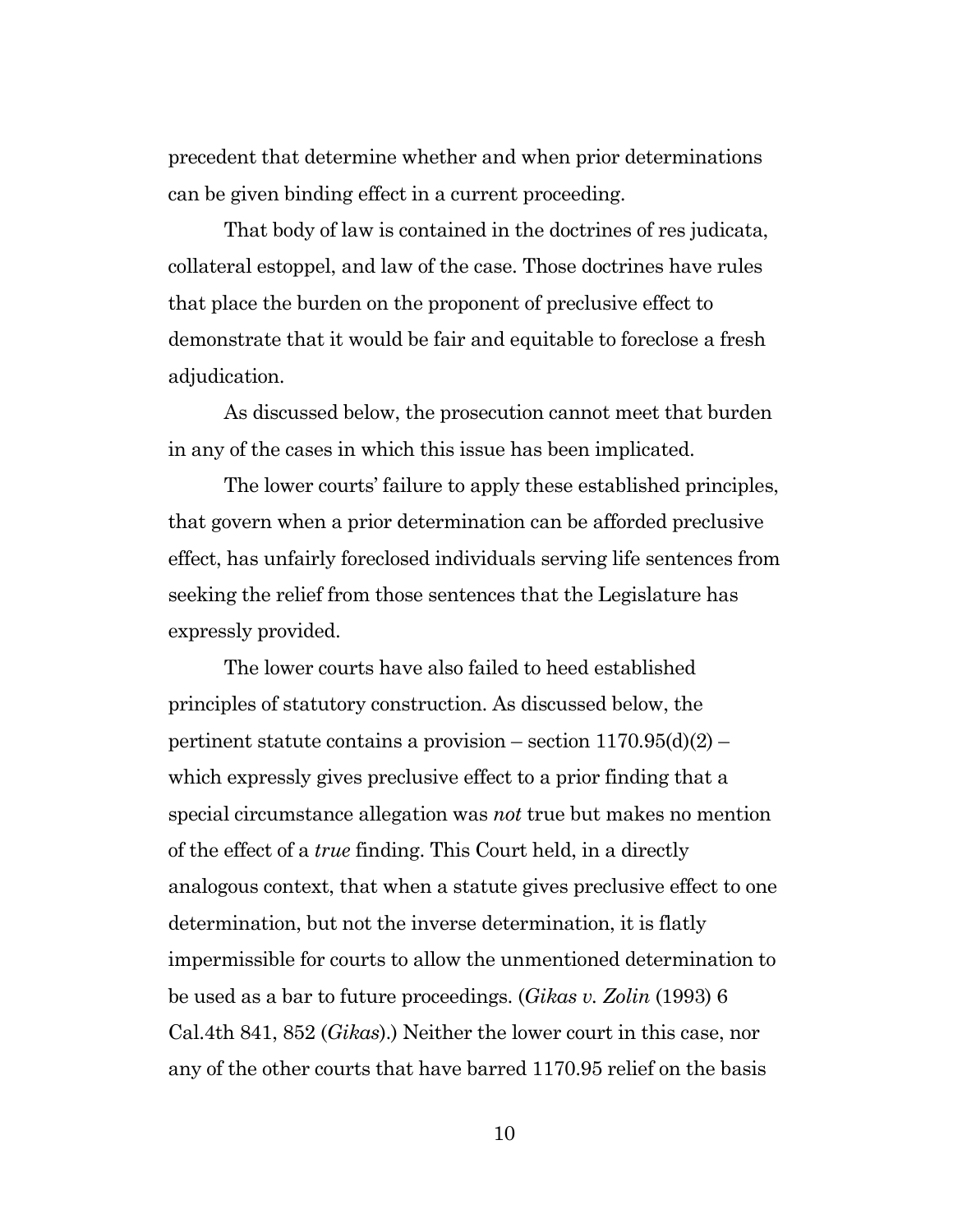precedent that determine whether and when prior determinations can be given binding effect in a current proceeding.

That body of law is contained in the doctrines of res judicata, collateral estoppel, and law of the case. Those doctrines have rules that place the burden on the proponent of preclusive effect to demonstrate that it would be fair and equitable to foreclose a fresh adjudication.

As discussed below, the prosecution cannot meet that burden in any of the cases in which this issue has been implicated.

The lower courts' failure to apply these established principles, that govern when a prior determination can be afforded preclusive effect, has unfairly foreclosed individuals serving life sentences from seeking the relief from those sentences that the Legislature has expressly provided.

The lower courts have also failed to heed established principles of statutory construction. As discussed below, the pertinent statute contains a provision – section 1170.95(d)(2) – which expressly gives preclusive effect to a prior finding that a special circumstance allegation was *not* true but makes no mention of the effect of a *true* finding. This Court held, in a directly analogous context, that when a statute gives preclusive effect to one determination, but not the inverse determination, it is flatly impermissible for courts to allow the unmentioned determination to be used as a bar to future proceedings. (*Gikas v. Zolin* (1993) 6 Cal.4th 841, 852 (*Gikas*).) Neither the lower court in this case, nor any of the other courts that have barred 1170.95 relief on the basis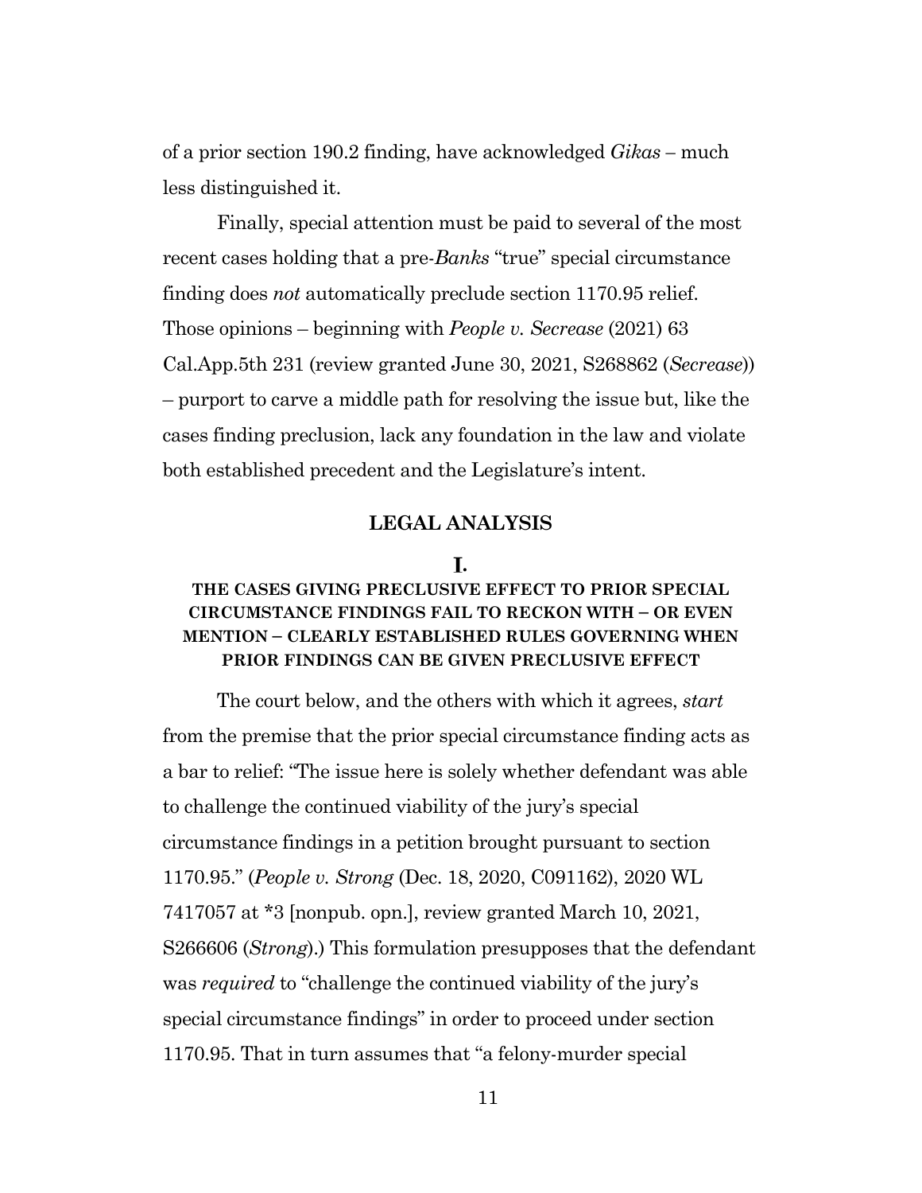of a prior section 190.2 finding, have acknowledged *Gikas* – much less distinguished it.

Finally, special attention must be paid to several of the most recent cases holding that a pre-*Banks* "true" special circumstance finding does *not* automatically preclude section 1170.95 relief. Those opinions – beginning with *People v. Secrease* (2021) 63 Cal.App.5th 231 (review granted June 30, 2021, S268862 (*Secrease*)) – purport to carve a middle path for resolving the issue but, like the cases finding preclusion, lack any foundation in the law and violate both established precedent and the Legislature's intent.

## LEGAL ANALYSIS

### I.

### THE CASES GIVING PRECLUSIVE EFFECT TO PRIOR SPECIAL CIRCUMSTANCE FINDINGS FAIL TO RECKON WITH – OR EVEN MENTION – CLEARLY ESTABLISHED RULES GOVERNING WHEN PRIOR FINDINGS CAN BE GIVEN PRECLUSIVE EFFECT

The court below, and the others with which it agrees, *start* from the premise that the prior special circumstance finding acts as a bar to relief: "The issue here is solely whether defendant was able to challenge the continued viability of the jury's special circumstance findings in a petition brought pursuant to section 1170.95." (*People v. Strong* (Dec. 18, 2020, C091162), 2020 WL 7417057 at *3 [nonpub. opn.], review granted March 10, 2021, S266606 (*Strong*).) This formulation presupposes that the defendant was *required* to "challenge the continued viability of the jury's special circumstance findings" in order to proceed under section 1170.95. That in turn assumes that "a felony-murder special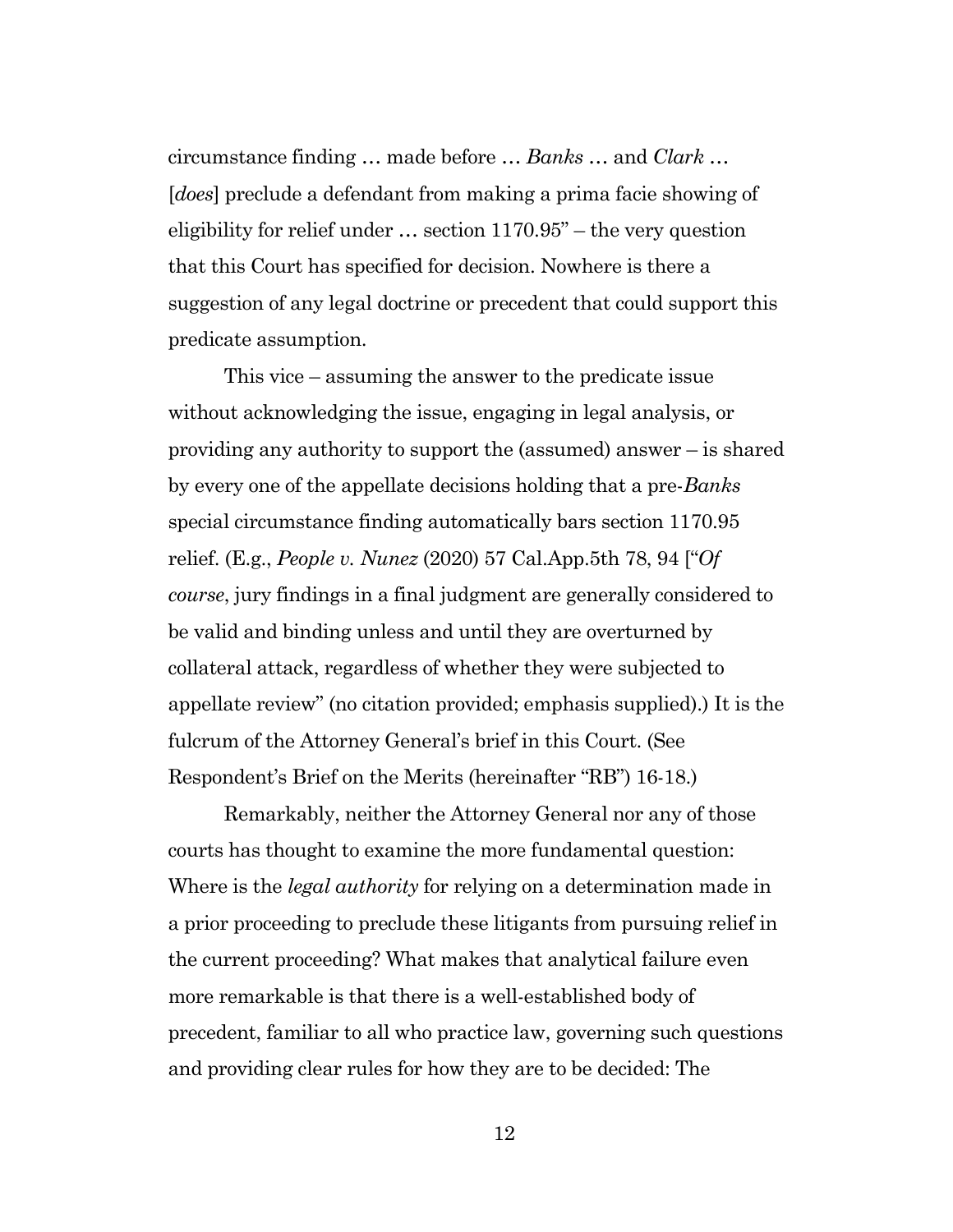circumstance finding … made before … *Banks* … and *Clark* … [*does*] preclude a defendant from making a prima facie showing of eligibility for relief under … section 1170.95" – the very question that this Court has specified for decision. Nowhere is there a suggestion of any legal doctrine or precedent that could support this predicate assumption.

This vice – assuming the answer to the predicate issue without acknowledging the issue, engaging in legal analysis, or providing any authority to support the (assumed) answer – is shared by every one of the appellate decisions holding that a pre-*Banks* special circumstance finding automatically bars section 1170.95 relief. (E.g., *People v. Nunez* (2020) 57 Cal.App.5th 78, 94 ["*Of course*, jury findings in a final judgment are generally considered to be valid and binding unless and until they are overturned by collateral attack, regardless of whether they were subjected to appellate review" (no citation provided; emphasis supplied).) It is the fulcrum of the Attorney General's brief in this Court. (See Respondent's Brief on the Merits (hereinafter "RB") 16-18.)

Remarkably, neither the Attorney General nor any of those courts has thought to examine the more fundamental question: Where is the *legal authority* for relying on a determination made in a prior proceeding to preclude these litigants from pursuing relief in the current proceeding? What makes that analytical failure even more remarkable is that there is a well-established body of precedent, familiar to all who practice law, governing such questions and providing clear rules for how they are to be decided: The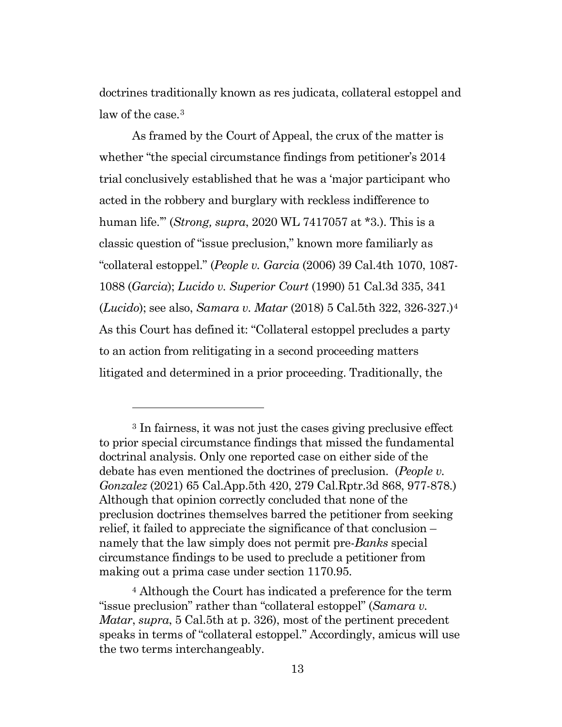doctrines traditionally known as res judicata, collateral estoppel and law of the case.[3]

As framed by the Court of Appeal, the crux of the matter is whether "the special circumstance findings from petitioner's 2014 trial conclusively established that he was a 'major participant who acted in the robbery and burglary with reckless indifference to human life.'" (*Strong, supra*, 2020 WL 7417057 at *3.). This is a classic question of "issue preclusion," known more familiarly as "collateral estoppel." (*People v. Garcia* (2006) 39 Cal.4th 1070, 1087-1088 (*Garcia*); *Lucido v. Superior Court* (1990) 51 Cal.3d 335, 341 (*Lucido*); see also, *Samara v. Matar* (2018) 5 Cal.5th 322, 326-327.)[4] As this Court has defined it: "Collateral estoppel precludes a party to an action from relitigating in a second proceeding matters litigated and determined in a prior proceeding. Traditionally, the

---

[3] In fairness, it was not just the cases giving preclusive effect to prior special circumstance findings that missed the fundamental doctrinal analysis. Only one reported case on either side of the debate has even mentioned the doctrines of preclusion. (*People v. Gonzalez* (2021) 65 Cal.App.5th 420, 279 Cal.Rptr.3d 868, 977-878.) Although that opinion correctly concluded that none of the preclusion doctrines themselves barred the petitioner from seeking relief, it failed to appreciate the significance of that conclusion – namely that the law simply does not permit pre-*Banks* special circumstance findings to be used to preclude a petitioner from making out a prima case under section 1170.95.

[4] Although the Court has indicated a preference for the term "issue preclusion" rather than "collateral estoppel" (*Samara v. Matar*, *supra*, 5 Cal.5th at p. 326), most of the pertinent precedent speaks in terms of "collateral estoppel." Accordingly, amicus will use the two terms interchangeably.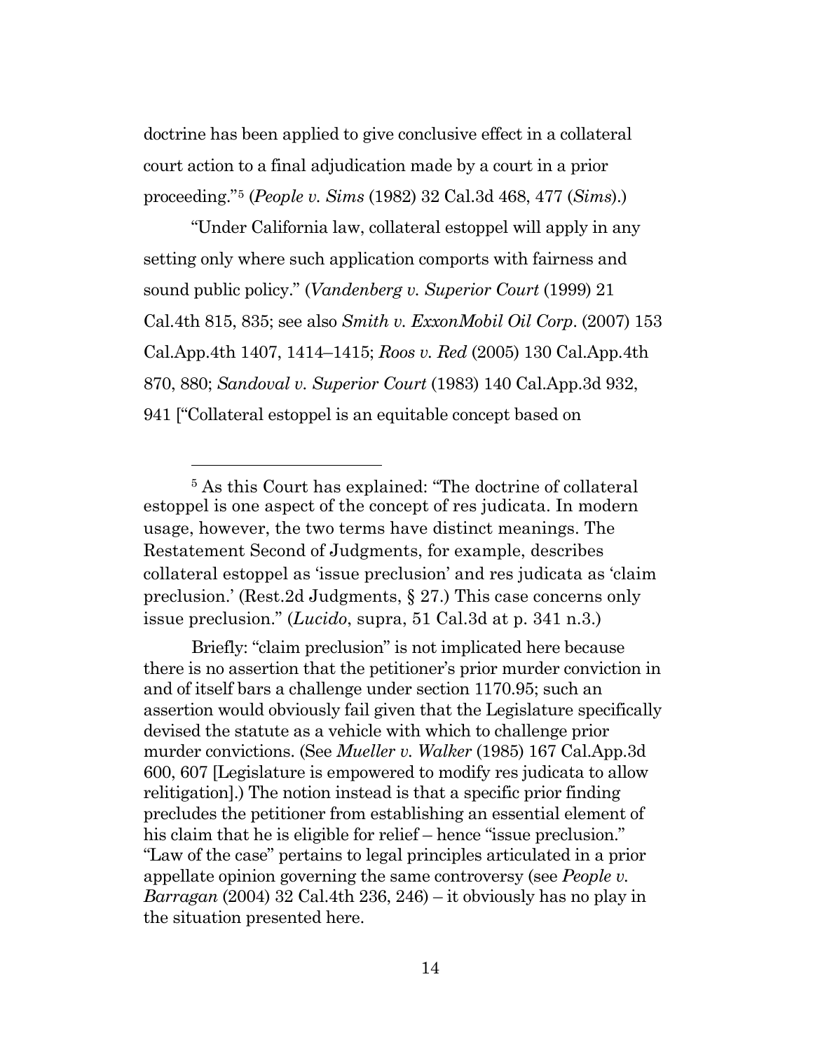doctrine has been applied to give conclusive effect in a collateral court action to a final adjudication made by a court in a prior proceeding."[5] (*People v. Sims* (1982) 32 Cal.3d 468, 477 (*Sims*).)

"Under California law, collateral estoppel will apply in any setting only where such application comports with fairness and sound public policy." (*Vandenberg v. Superior Court* (1999) 21 Cal.4th 815, 835; see also *Smith v. ExxonMobil Oil Corp*. (2007) 153 Cal.App.4th 1407, 1414–1415; *Roos v. Red* (2005) 130 Cal.App.4th 870, 880; *Sandoval v. Superior Court* (1983) 140 Cal.App.3d 932, 941 ["Collateral estoppel is an equitable concept based on

---

[5] As this Court has explained: "The doctrine of collateral estoppel is one aspect of the concept of res judicata. In modern usage, however, the two terms have distinct meanings. The Restatement Second of Judgments, for example, describes collateral estoppel as 'issue preclusion' and res judicata as 'claim preclusion.' (Rest.2d Judgments, § 27.) This case concerns only issue preclusion." (*Lucido*, supra, 51 Cal.3d at p. 341 n.3.)

Briefly: "claim preclusion" is not implicated here because there is no assertion that the petitioner's prior murder conviction in and of itself bars a challenge under section 1170.95; such an assertion would obviously fail given that the Legislature specifically devised the statute as a vehicle with which to challenge prior murder convictions. (See *Mueller v. Walker* (1985) 167 Cal.App.3d 600, 607 [Legislature is empowered to modify res judicata to allow relitigation].) The notion instead is that a specific prior finding precludes the petitioner from establishing an essential element of his claim that he is eligible for relief – hence "issue preclusion." "Law of the case" pertains to legal principles articulated in a prior appellate opinion governing the same controversy (see *People v. Barragan* (2004) 32 Cal.4th 236, 246) – it obviously has no play in the situation presented here.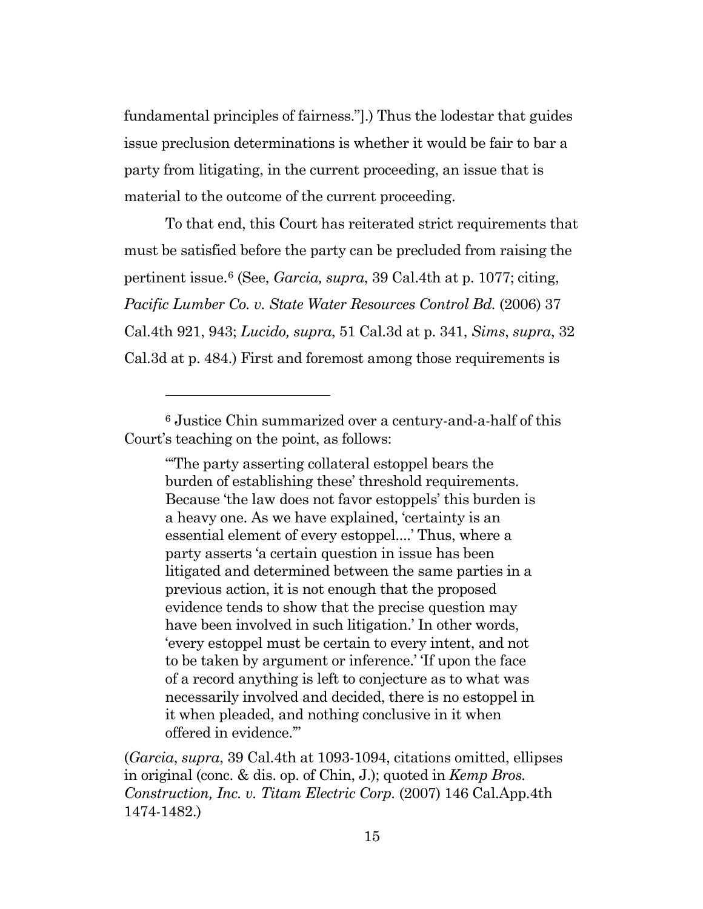fundamental principles of fairness."].) Thus the lodestar that guides issue preclusion determinations is whether it would be fair to bar a party from litigating, in the current proceeding, an issue that is material to the outcome of the current proceeding.

To that end, this Court has reiterated strict requirements that must be satisfied before the party can be precluded from raising the pertinent issue.[6] (See, *Garcia, supra*, 39 Cal.4th at p. 1077; citing, *Pacific Lumber Co. v. State Water Resources Control Bd.* (2006) 37 Cal.4th 921, 943; *Lucido, supra*, 51 Cal.3d at p. 341, *Sims*, *supra*, 32 Cal.3d at p. 484.) First and foremost among those requirements is

---

[6] Justice Chin summarized over a century-and-a-half of this Court's teaching on the point, as follows:

> "'The party asserting collateral estoppel bears the burden of establishing these' threshold requirements. Because 'the law does not favor estoppels' this burden is a heavy one. As we have explained, 'certainty is an essential element of every estoppel....' Thus, where a party asserts 'a certain question in issue has been litigated and determined between the same parties in a previous action, it is not enough that the proposed evidence tends to show that the precise question may have been involved in such litigation.' In other words, 'every estoppel must be certain to every intent, and not to be taken by argument or inference.' 'If upon the face of a record anything is left to conjecture as to what was necessarily involved and decided, there is no estoppel in it when pleaded, and nothing conclusive in it when offered in evidence.'"

(*Garcia*, *supra*, 39 Cal.4th at 1093-1094, citations omitted, ellipses in original (conc. & dis. op. of Chin, J.); quoted in *Kemp Bros. Construction, Inc. v. Titam Electric Corp.* (2007) 146 Cal.App.4th 1474-1482.)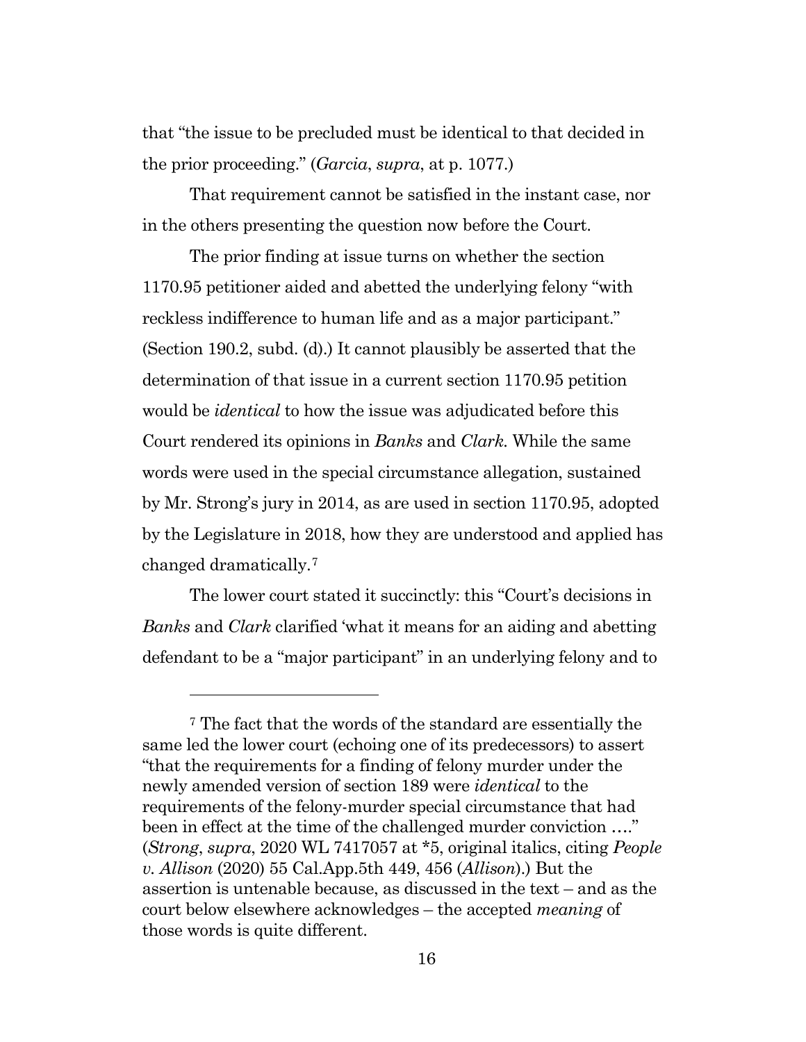that "the issue to be precluded must be identical to that decided in the prior proceeding." (*Garcia*, *supra*, at p. 1077.)

That requirement cannot be satisfied in the instant case, nor in the others presenting the question now before the Court.

The prior finding at issue turns on whether the section 1170.95 petitioner aided and abetted the underlying felony "with reckless indifference to human life and as a major participant." (Section 190.2, subd. (d).) It cannot plausibly be asserted that the determination of that issue in a current section 1170.95 petition would be *identical* to how the issue was adjudicated before this Court rendered its opinions in *Banks* and *Clark*. While the same words were used in the special circumstance allegation, sustained by Mr. Strong's jury in 2014, as are used in section 1170.95, adopted by the Legislature in 2018, how they are understood and applied has changed dramatically.[7]

The lower court stated it succinctly: this "Court's decisions in *Banks* and *Clark* clarified 'what it means for an aiding and abetting defendant to be a "major participant" in an underlying felony and to

---

[7] The fact that the words of the standard are essentially the same led the lower court (echoing one of its predecessors) to assert "that the requirements for a finding of felony murder under the newly amended version of section 189 were *identical* to the requirements of the felony-murder special circumstance that had been in effect at the time of the challenged murder conviction …." (*Strong*, *supra*, 2020 WL 7417057 at *5, original italics, citing *People v. Allison* (2020) 55 Cal.App.5th 449, 456 (*Allison*).) But the assertion is untenable because, as discussed in the text – and as the court below elsewhere acknowledges – the accepted *meaning* of those words is quite different.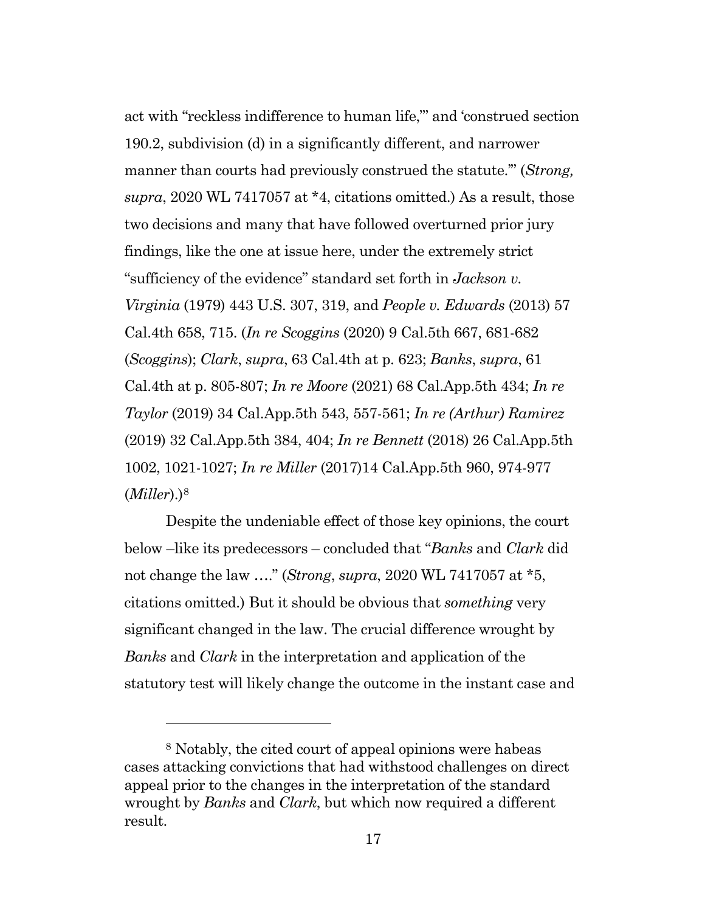act with "reckless indifference to human life,"' and 'construed section 190.2, subdivision (d) in a significantly different, and narrower manner than courts had previously construed the statute."' (*Strong, supra*, 2020 WL 7417057 at *4, citations omitted.) As a result, those two decisions and many that have followed overturned prior jury findings, like the one at issue here, under the extremely strict "sufficiency of the evidence" standard set forth in *Jackson v. Virginia* (1979) 443 U.S. 307, 319, and *People v. Edwards* (2013) 57 Cal.4th 658, 715. (*In re Scoggins* (2020) 9 Cal.5th 667, 681-682 (*Scoggins*); *Clark*, *supra*, 63 Cal.4th at p. 623; *Banks*, *supra*, 61 Cal.4th at p. 805-807; *In re Moore* (2021) 68 Cal.App.5th 434; *In re Taylor* (2019) 34 Cal.App.5th 543, 557-561; *In re (Arthur) Ramirez* (2019) 32 Cal.App.5th 384, 404; *In re Bennett* (2018) 26 Cal.App.5th 1002, 1021-1027; *In re Miller* (2017)14 Cal.App.5th 960, 974-977 (*Miller*).)[8]

Despite the undeniable effect of those key opinions, the court below –like its predecessors – concluded that "*Banks* and *Clark* did not change the law …." (*Strong*, *supra*, 2020 WL 7417057 at *5, citations omitted.) But it should be obvious that *something* very significant changed in the law. The crucial difference wrought by *Banks* and *Clark* in the interpretation and application of the statutory test will likely change the outcome in the instant case and

---

[8] Notably, the cited court of appeal opinions were habeas cases attacking convictions that had withstood challenges on direct appeal prior to the changes in the interpretation of the standard wrought by *Banks* and *Clark*, but which now required a different result.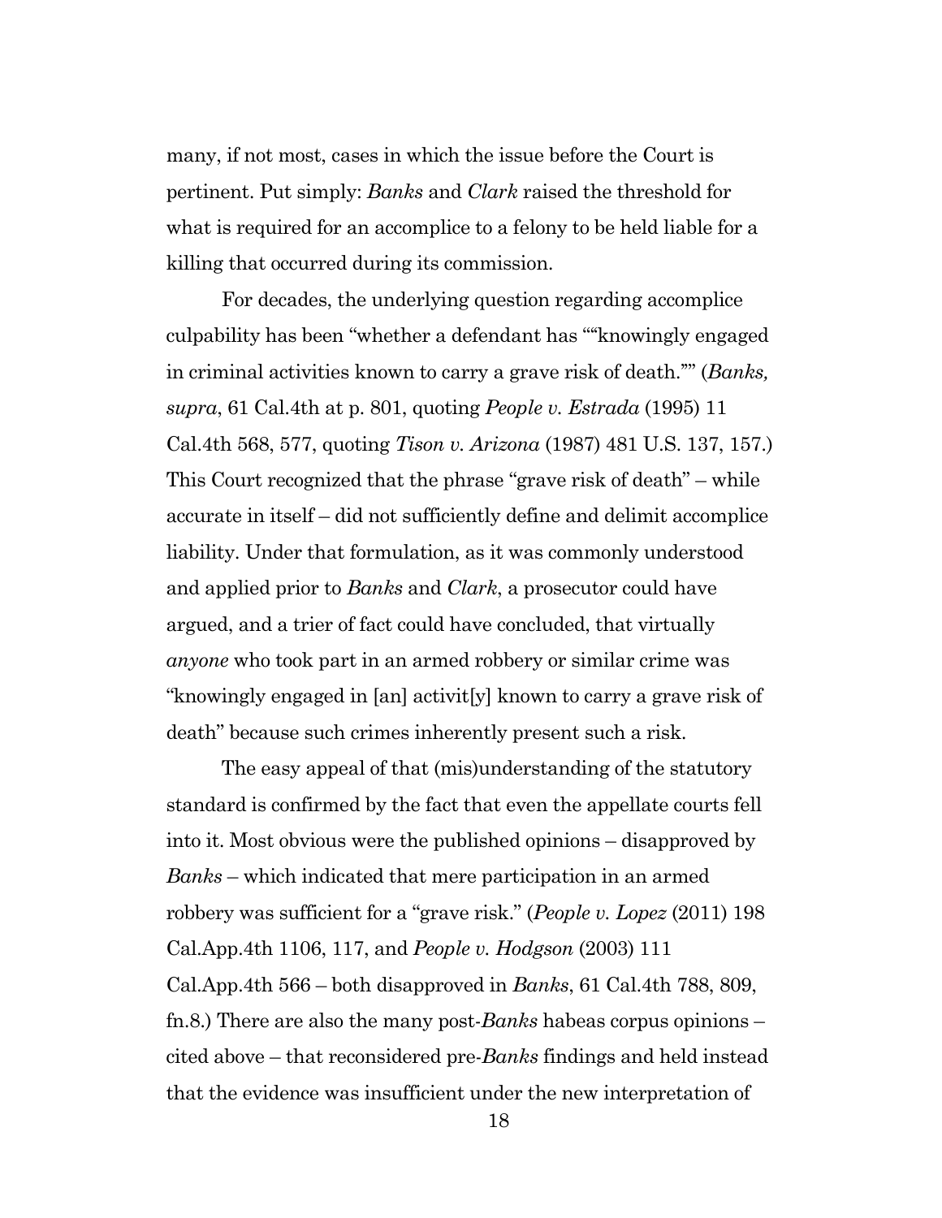many, if not most, cases in which the issue before the Court is pertinent. Put simply: *Banks* and *Clark* raised the threshold for what is required for an accomplice to a felony to be held liable for a killing that occurred during its commission.

For decades, the underlying question regarding accomplice culpability has been "whether a defendant has ""knowingly engaged in criminal activities known to carry a grave risk of death."" (*Banks, supra*, 61 Cal.4th at p. 801, quoting *People v. Estrada* (1995) 11 Cal.4th 568, 577, quoting *Tison v. Arizona* (1987) 481 U.S. 137, 157.) This Court recognized that the phrase "grave risk of death" – while accurate in itself – did not sufficiently define and delimit accomplice liability. Under that formulation, as it was commonly understood and applied prior to *Banks* and *Clark*, a prosecutor could have argued, and a trier of fact could have concluded, that virtually *anyone* who took part in an armed robbery or similar crime was "knowingly engaged in [an] activit[y] known to carry a grave risk of death" because such crimes inherently present such a risk.

The easy appeal of that (mis)understanding of the statutory standard is confirmed by the fact that even the appellate courts fell into it. Most obvious were the published opinions – disapproved by *Banks* – which indicated that mere participation in an armed robbery was sufficient for a "grave risk." (*People v. Lopez* (2011) 198 Cal.App.4th 1106, 117, and *People v. Hodgson* (2003) 111 Cal.App.4th 566 – both disapproved in *Banks*, 61 Cal.4th 788, 809, fn.8.) There are also the many post-*Banks* habeas corpus opinions – cited above – that reconsidered pre-*Banks* findings and held instead that the evidence was insufficient under the new interpretation of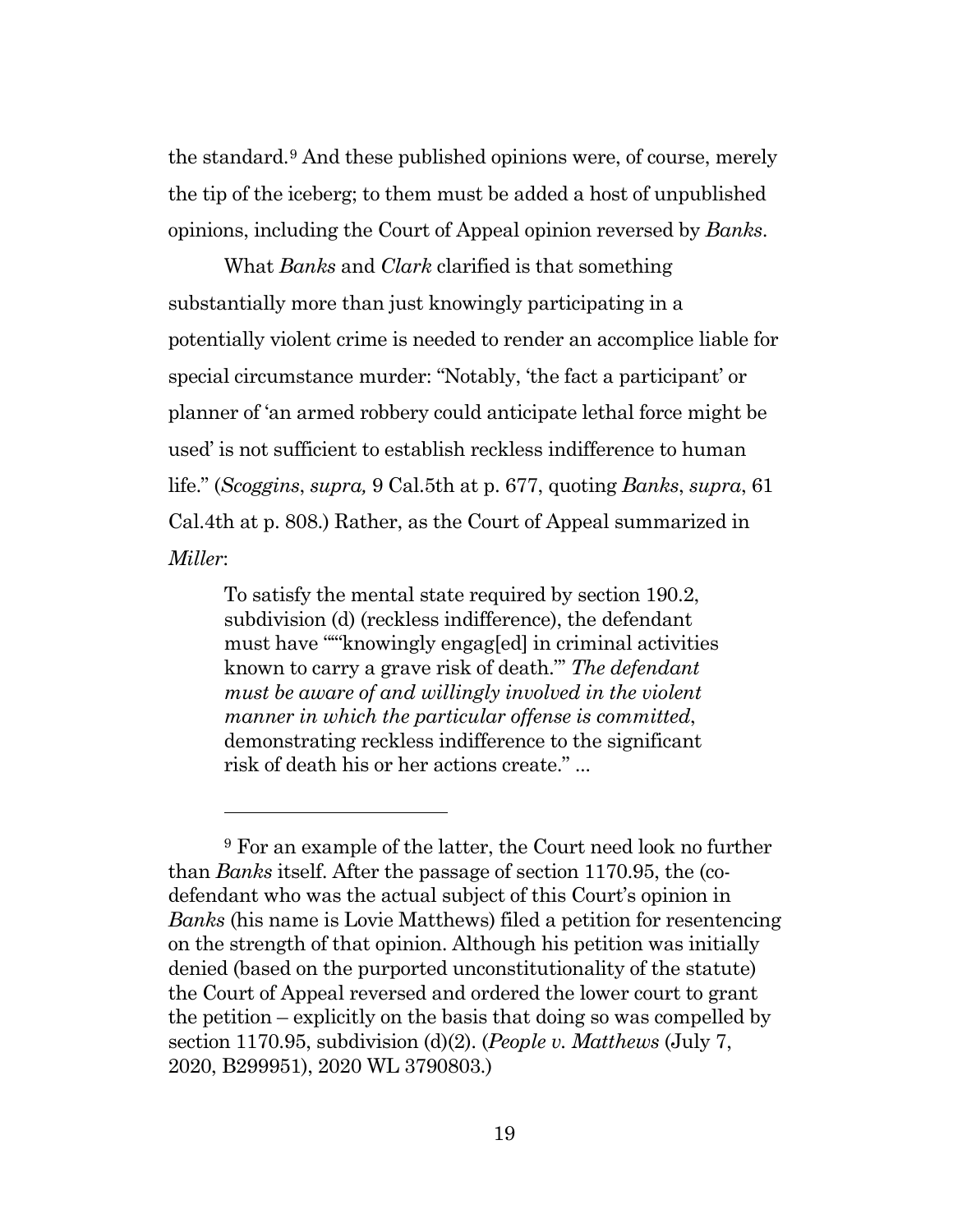the standard.[9] And these published opinions were, of course, merely the tip of the iceberg; to them must be added a host of unpublished opinions, including the Court of Appeal opinion reversed by *Banks*.

What *Banks* and *Clark* clarified is that something substantially more than just knowingly participating in a potentially violent crime is needed to render an accomplice liable for special circumstance murder: "Notably, 'the fact a participant' or planner of 'an armed robbery could anticipate lethal force might be used' is not sufficient to establish reckless indifference to human life." (*Scoggins*, *supra,* 9 Cal.5th at p. 677, quoting *Banks*, *supra*, 61 Cal.4th at p. 808.) Rather, as the Court of Appeal summarized in *Miller*:

> To satisfy the mental state required by section 190.2, subdivision (d) (reckless indifference), the defendant must have """knowingly engag[ed] in criminal activities known to carry a grave risk of death."' *The defendant must be aware of and willingly involved in the violent manner in which the particular offense is committed*, demonstrating reckless indifference to the significant risk of death his or her actions create." ...

---

[9] For an example of the latter, the Court need look no further than *Banks* itself. After the passage of section 1170.95, the (co-defendant who was the actual subject of this Court's opinion in *Banks* (his name is Lovie Matthews) filed a petition for resentencing on the strength of that opinion. Although his petition was initially denied (based on the purported unconstitutionality of the statute) the Court of Appeal reversed and ordered the lower court to grant the petition – explicitly on the basis that doing so was compelled by section 1170.95, subdivision (d)(2). (*People v. Matthews* (July 7, 2020, B299951), 2020 WL 3790803.)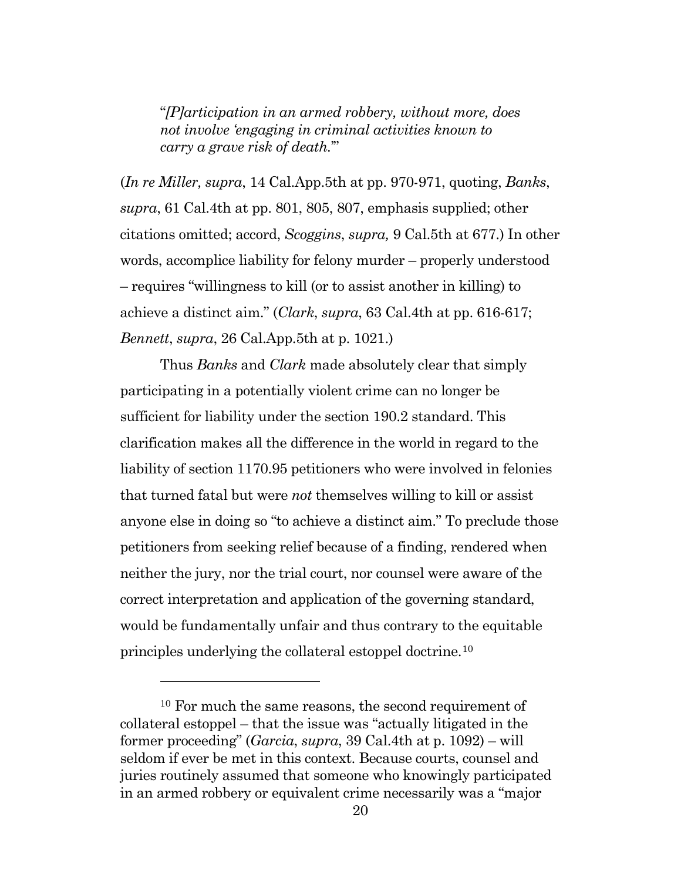> "*[P]articipation in an armed robbery, without more, does not involve 'engaging in criminal activities known to carry a grave risk of death.'*"

(*In re Miller, supra*, 14 Cal.App.5th at pp. 970-971, quoting, *Banks*, *supra*, 61 Cal.4th at pp. 801, 805, 807, emphasis supplied; other citations omitted; accord, *Scoggins*, *supra,* 9 Cal.5th at 677.) In other words, accomplice liability for felony murder – properly understood – requires "willingness to kill (or to assist another in killing) to achieve a distinct aim." (*Clark*, *supra*, 63 Cal.4th at pp. 616-617; *Bennett*, *supra*, 26 Cal.App.5th at p. 1021.)

Thus *Banks* and *Clark* made absolutely clear that simply participating in a potentially violent crime can no longer be sufficient for liability under the section 190.2 standard. This clarification makes all the difference in the world in regard to the liability of section 1170.95 petitioners who were involved in felonies that turned fatal but were *not* themselves willing to kill or assist anyone else in doing so "to achieve a distinct aim." To preclude those petitioners from seeking relief because of a finding, rendered when neither the jury, nor the trial court, nor counsel were aware of the correct interpretation and application of the governing standard, would be fundamentally unfair and thus contrary to the equitable principles underlying the collateral estoppel doctrine.[10]

---

[10] For much the same reasons, the second requirement of collateral estoppel – that the issue was "actually litigated in the former proceeding" (*Garcia*, *supra*, 39 Cal.4th at p. 1092) – will seldom if ever be met in this context. Because courts, counsel and juries routinely assumed that someone who knowingly participated in an armed robbery or equivalent crime necessarily was a "major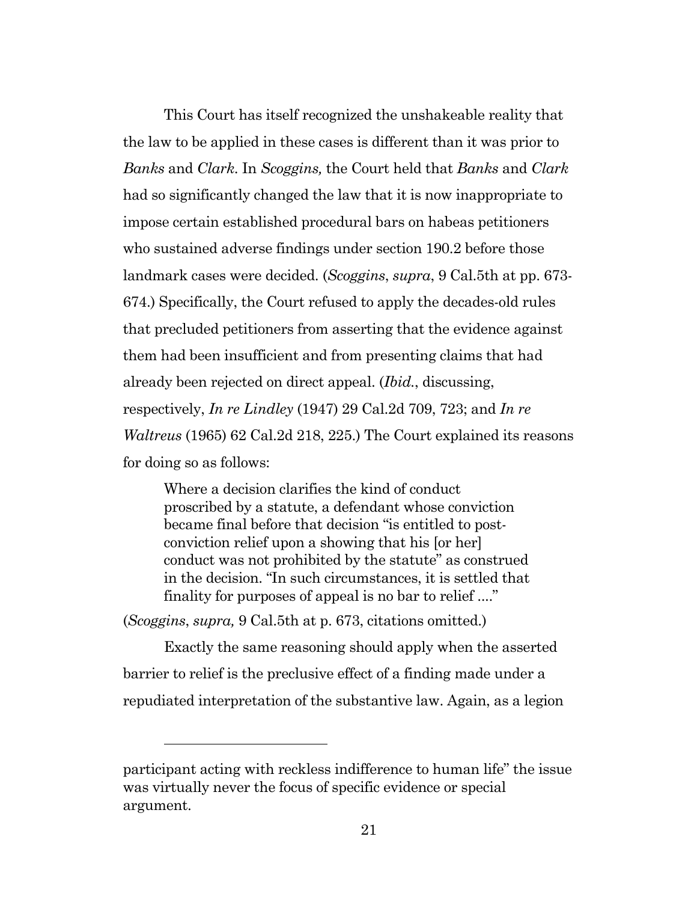This Court has itself recognized the unshakeable reality that the law to be applied in these cases is different than it was prior to *Banks* and *Clark*. In *Scoggins,* the Court held that *Banks* and *Clark* had so significantly changed the law that it is now inappropriate to impose certain established procedural bars on habeas petitioners who sustained adverse findings under section 190.2 before those landmark cases were decided. (*Scoggins*, *supra*, 9 Cal.5th at pp. 673-674.) Specifically, the Court refused to apply the decades-old rules that precluded petitioners from asserting that the evidence against them had been insufficient and from presenting claims that had already been rejected on direct appeal. (*Ibid.*, discussing, respectively, *In re Lindley* (1947) 29 Cal.2d 709, 723; and *In re Waltreus* (1965) 62 Cal.2d 218, 225.) The Court explained its reasons for doing so as follows:

> Where a decision clarifies the kind of conduct proscribed by a statute, a defendant whose conviction became final before that decision "is entitled to post-conviction relief upon a showing that his [or her] conduct was not prohibited by the statute" as construed in the decision. "In such circumstances, it is settled that finality for purposes of appeal is no bar to relief ...."

(*Scoggins*, *supra,* 9 Cal.5th at p. 673, citations omitted.)

Exactly the same reasoning should apply when the asserted barrier to relief is the preclusive effect of a finding made under a repudiated interpretation of the substantive law. Again, as a legion

---

participant acting with reckless indifference to human life" the issue was virtually never the focus of specific evidence or special argument.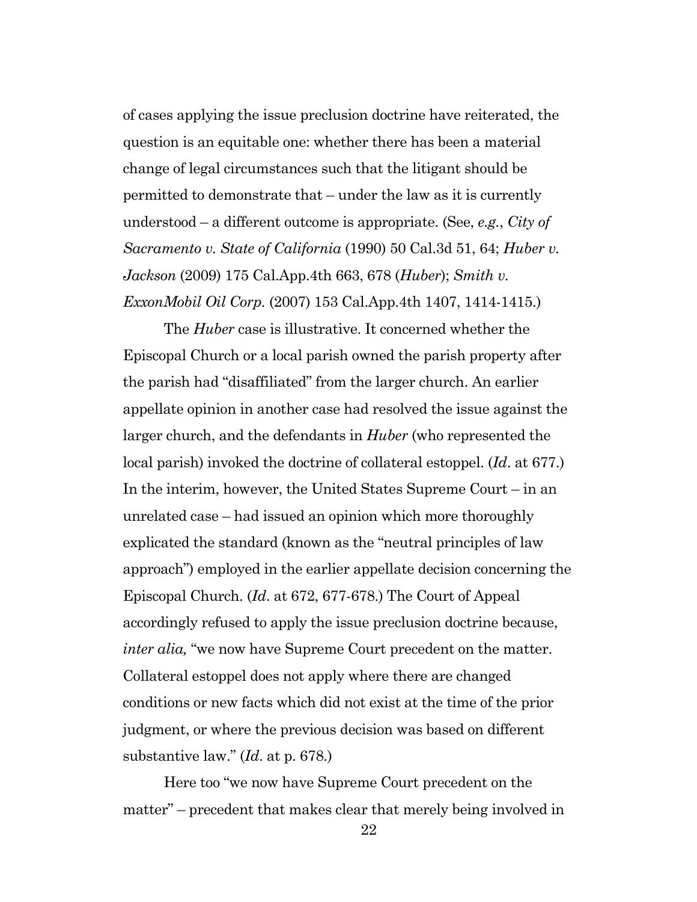of cases applying the issue preclusion doctrine have reiterated, the question is an equitable one: whether there has been a material change of legal circumstances such that the litigant should be permitted to demonstrate that – under the law as it is currently understood – a different outcome is appropriate. (See, *e.g.*, *City of Sacramento v. State of California* (1990) 50 Cal.3d 51, 64; *Huber v. Jackson* (2009) 175 Cal.App.4th 663, 678 (*Huber*); *Smith v. ExxonMobil Oil Corp.* (2007) 153 Cal.App.4th 1407, 1414-1415.)

The *Huber* case is illustrative. It concerned whether the Episcopal Church or a local parish owned the parish property after the parish had "disaffiliated" from the larger church. An earlier appellate opinion in another case had resolved the issue against the larger church, and the defendants in *Huber* (who represented the local parish) invoked the doctrine of collateral estoppel. (*Id*. at 677.) In the interim, however, the United States Supreme Court – in an unrelated case – had issued an opinion which more thoroughly explicated the standard (known as the "neutral principles of law approach") employed in the earlier appellate decision concerning the Episcopal Church. (*Id*. at 672, 677-678.) The Court of Appeal accordingly refused to apply the issue preclusion doctrine because, *inter alia,* "we now have Supreme Court precedent on the matter. Collateral estoppel does not apply where there are changed conditions or new facts which did not exist at the time of the prior judgment, or where the previous decision was based on different substantive law." (*Id*. at p. 678.)

Here too "we now have Supreme Court precedent on the matter" – precedent that makes clear that merely being involved in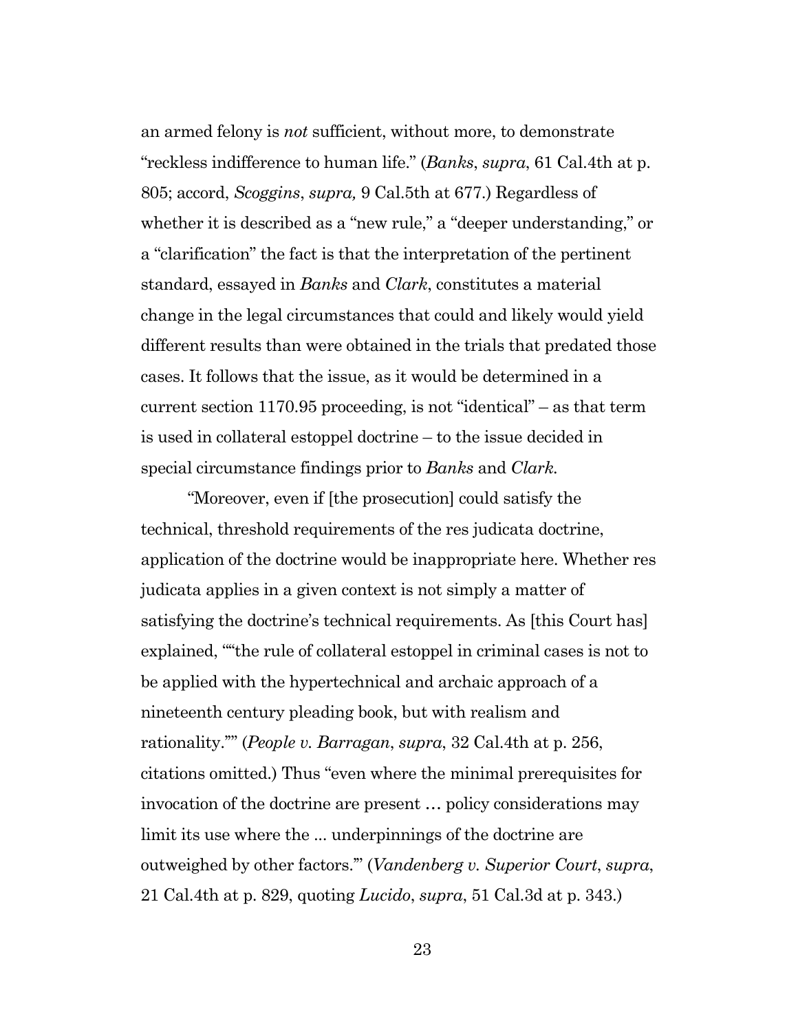an armed felony is *not* sufficient, without more, to demonstrate "reckless indifference to human life." (*Banks*, *supra*, 61 Cal.4th at p. 805; accord, *Scoggins*, *supra,* 9 Cal.5th at 677.) Regardless of whether it is described as a "new rule," a "deeper understanding," or a "clarification" the fact is that the interpretation of the pertinent standard, essayed in *Banks* and *Clark*, constitutes a material change in the legal circumstances that could and likely would yield different results than were obtained in the trials that predated those cases. It follows that the issue, as it would be determined in a current section 1170.95 proceeding, is not "identical" – as that term is used in collateral estoppel doctrine – to the issue decided in special circumstance findings prior to *Banks* and *Clark.*

"Moreover, even if [the prosecution] could satisfy the technical, threshold requirements of the res judicata doctrine, application of the doctrine would be inappropriate here. Whether res judicata applies in a given context is not simply a matter of satisfying the doctrine's technical requirements. As [this Court has] explained, ""the rule of collateral estoppel in criminal cases is not to be applied with the hypertechnical and archaic approach of a nineteenth century pleading book, but with realism and rationality."" (*People v. Barragan*, *supra*, 32 Cal.4th at p. 256, citations omitted.) Thus "even where the minimal prerequisites for invocation of the doctrine are present … policy considerations may limit its use where the ... underpinnings of the doctrine are outweighed by other factors."' (*Vandenberg v. Superior Court*, *supra*, 21 Cal.4th at p. 829, quoting *Lucido*, *supra*, 51 Cal.3d at p. 343.)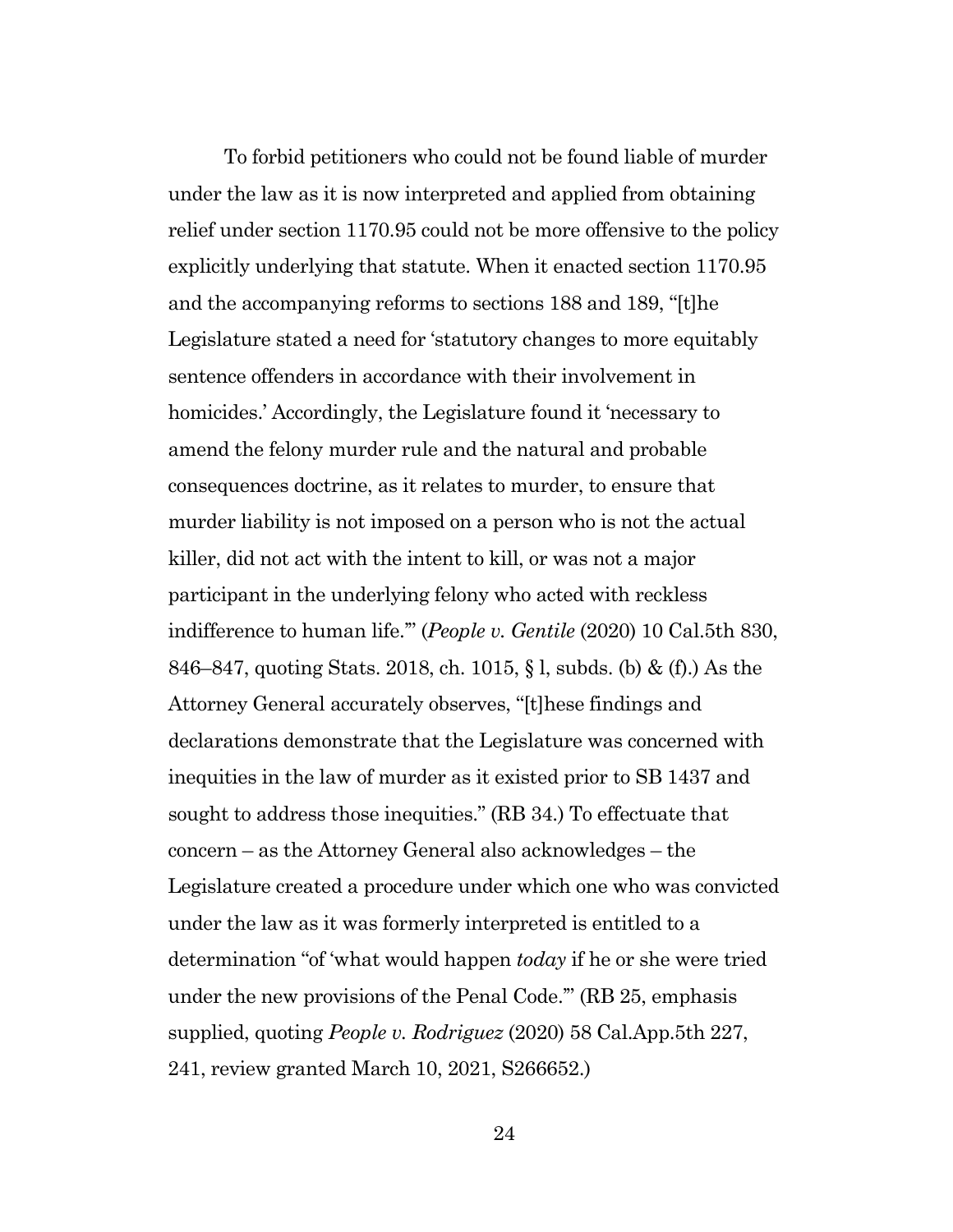To forbid petitioners who could not be found liable of murder under the law as it is now interpreted and applied from obtaining relief under section 1170.95 could not be more offensive to the policy explicitly underlying that statute. When it enacted section 1170.95 and the accompanying reforms to sections 188 and 189, "[t]he Legislature stated a need for 'statutory changes to more equitably sentence offenders in accordance with their involvement in homicides.' Accordingly, the Legislature found it 'necessary to amend the felony murder rule and the natural and probable consequences doctrine, as it relates to murder, to ensure that murder liability is not imposed on a person who is not the actual killer, did not act with the intent to kill, or was not a major participant in the underlying felony who acted with reckless indifference to human life.'" (*People v. Gentile* (2020) 10 Cal.5th 830, 846–847, quoting Stats. 2018, ch. 1015, § 1, subds. (b) & (f).) As the Attorney General accurately observes, "[t]hese findings and declarations demonstrate that the Legislature was concerned with inequities in the law of murder as it existed prior to SB 1437 and sought to address those inequities." (RB 34.) To effectuate that concern – as the Attorney General also acknowledges – the Legislature created a procedure under which one who was convicted under the law as it was formerly interpreted is entitled to a determination "of 'what would happen *today* if he or she were tried under the new provisions of the Penal Code.'" (RB 25, emphasis supplied, quoting *People v. Rodriguez* (2020) 58 Cal.App.5th 227, 241, review granted March 10, 2021, S266652.)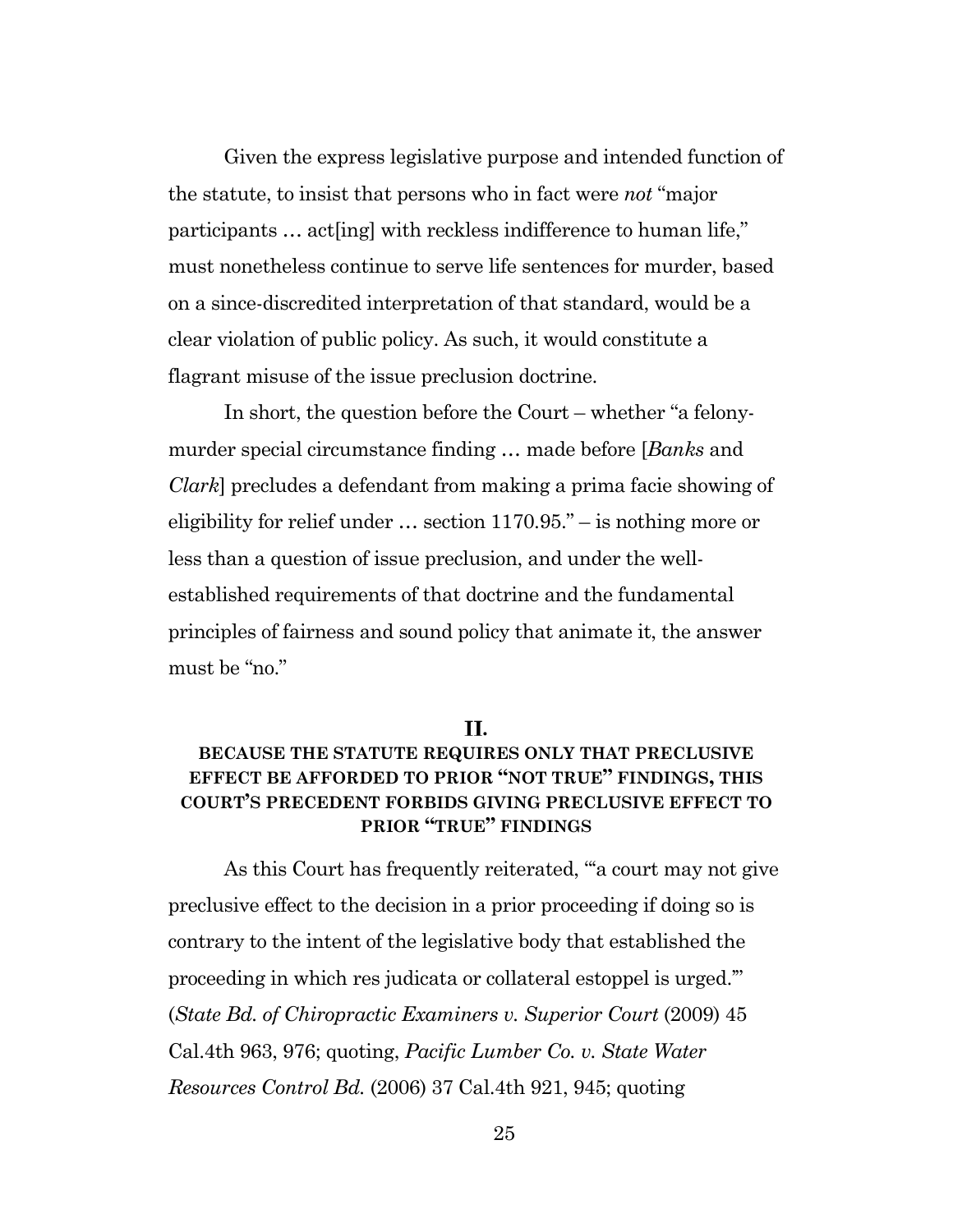Given the express legislative purpose and intended function of the statute, to insist that persons who in fact were *not* "major participants … act[ing] with reckless indifference to human life," must nonetheless continue to serve life sentences for murder, based on a since-discredited interpretation of that standard, would be a clear violation of public policy. As such, it would constitute a flagrant misuse of the issue preclusion doctrine.

In short, the question before the Court – whether "a felony-murder special circumstance finding … made before [*Banks* and *Clark*] precludes a defendant from making a prima facie showing of eligibility for relief under … section 1170.95." – is nothing more or less than a question of issue preclusion, and under the well-established requirements of that doctrine and the fundamental principles of fairness and sound policy that animate it, the answer must be "no."

## II.

## BECAUSE THE STATUTE REQUIRES ONLY THAT PRECLUSIVE EFFECT BE AFFORDED TO PRIOR "NOT TRUE" FINDINGS, THIS COURT'S PRECEDENT FORBIDS GIVING PRECLUSIVE EFFECT TO PRIOR "TRUE" FINDINGS

As this Court has frequently reiterated, "'a court may not give preclusive effect to the decision in a prior proceeding if doing so is contrary to the intent of the legislative body that established the proceeding in which res judicata or collateral estoppel is urged.'" (*State Bd. of Chiropractic Examiners v. Superior Court* (2009) 45 Cal.4th 963, 976; quoting, *Pacific Lumber Co. v. State Water Resources Control Bd.* (2006) 37 Cal.4th 921, 945; quoting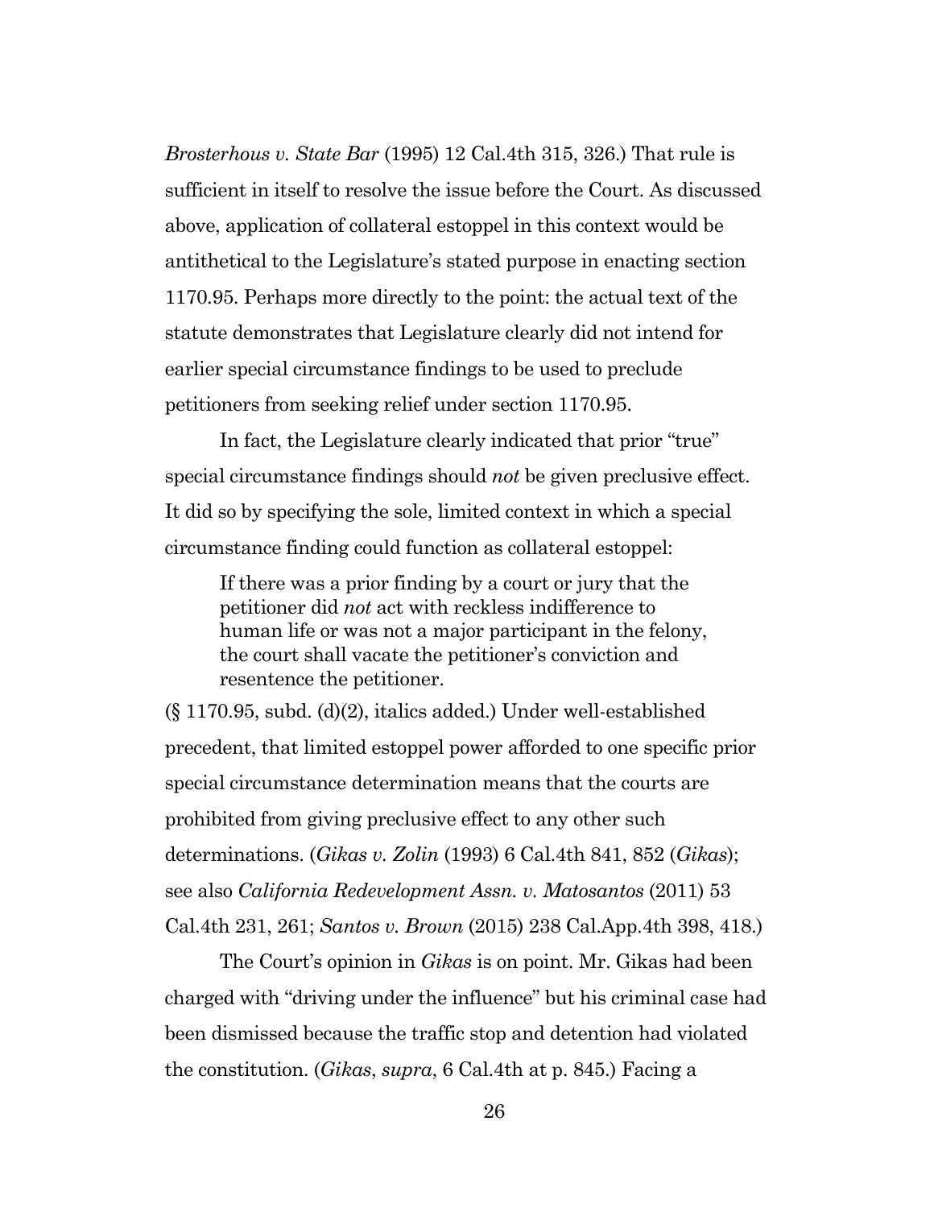*Brosterhous v. State Bar* (1995) 12 Cal.4th 315, 326.) That rule is sufficient in itself to resolve the issue before the Court. As discussed above, application of collateral estoppel in this context would be antithetical to the Legislature's stated purpose in enacting section 1170.95. Perhaps more directly to the point: the actual text of the statute demonstrates that Legislature clearly did not intend for earlier special circumstance findings to be used to preclude petitioners from seeking relief under section 1170.95.

In fact, the Legislature clearly indicated that prior "true" special circumstance findings should *not* be given preclusive effect. It did so by specifying the sole, limited context in which a special circumstance finding could function as collateral estoppel:

> If there was a prior finding by a court or jury that the petitioner did *not* act with reckless indifference to human life or was not a major participant in the felony, the court shall vacate the petitioner's conviction and resentence the petitioner.

(§ 1170.95, subd. (d)(2), italics added.) Under well-established precedent, that limited estoppel power afforded to one specific prior special circumstance determination means that the courts are prohibited from giving preclusive effect to any other such determinations. (*Gikas v. Zolin* (1993) 6 Cal.4th 841, 852 (*Gikas*); see also *California Redevelopment Assn. v. Matosantos* (2011) 53 Cal.4th 231, 261; *Santos v. Brown* (2015) 238 Cal.App.4th 398, 418.)

The Court's opinion in *Gikas* is on point. Mr. Gikas had been charged with "driving under the influence" but his criminal case had been dismissed because the traffic stop and detention had violated the constitution. (*Gikas*, *supra*, 6 Cal.4th at p. 845.) Facing a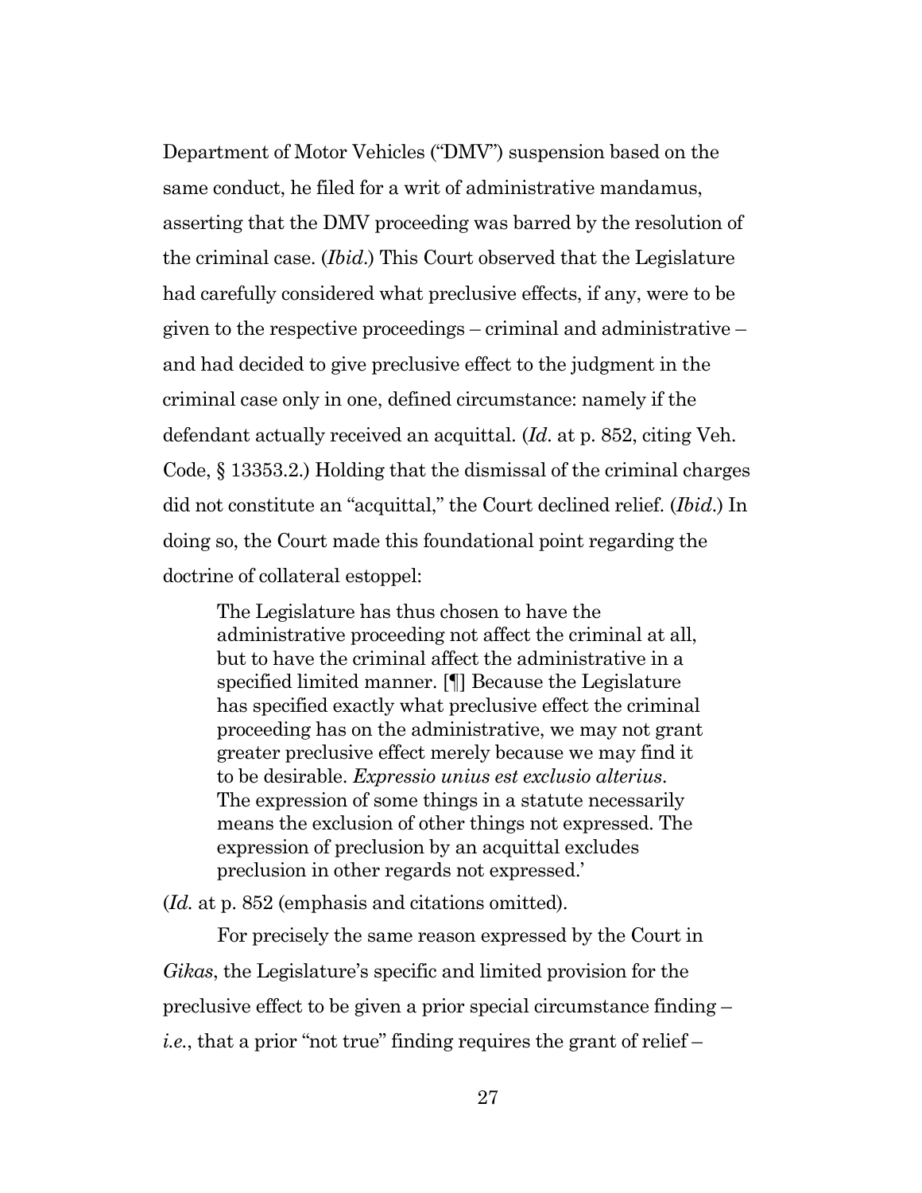Department of Motor Vehicles ("DMV") suspension based on the same conduct, he filed for a writ of administrative mandamus, asserting that the DMV proceeding was barred by the resolution of the criminal case. (*Ibid*.) This Court observed that the Legislature had carefully considered what preclusive effects, if any, were to be given to the respective proceedings – criminal and administrative – and had decided to give preclusive effect to the judgment in the criminal case only in one, defined circumstance: namely if the defendant actually received an acquittal. (*Id*. at p. 852, citing Veh. Code, § 13353.2.) Holding that the dismissal of the criminal charges did not constitute an "acquittal," the Court declined relief. (*Ibid*.) In doing so, the Court made this foundational point regarding the doctrine of collateral estoppel:

> The Legislature has thus chosen to have the administrative proceeding not affect the criminal at all, but to have the criminal affect the administrative in a specified limited manner. [¶] Because the Legislature has specified exactly what preclusive effect the criminal proceeding has on the administrative, we may not grant greater preclusive effect merely because we may find it to be desirable. *Expressio unius est exclusio alterius*. The expression of some things in a statute necessarily means the exclusion of other things not expressed. The expression of preclusion by an acquittal excludes preclusion in other regards not expressed.'

(*Id.* at p. 852 (emphasis and citations omitted).

For precisely the same reason expressed by the Court in *Gikas*, the Legislature's specific and limited provision for the preclusive effect to be given a prior special circumstance finding – *i.e.*, that a prior "not true" finding requires the grant of relief –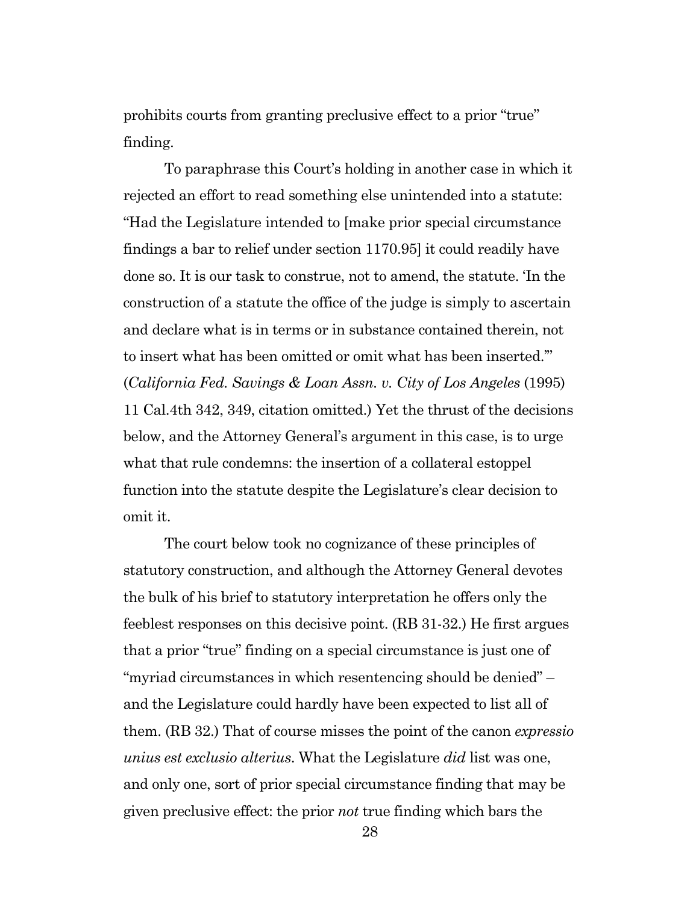prohibits courts from granting preclusive effect to a prior "true" finding.

To paraphrase this Court's holding in another case in which it rejected an effort to read something else unintended into a statute: "Had the Legislature intended to [make prior special circumstance findings a bar to relief under section 1170.95] it could readily have done so. It is our task to construe, not to amend, the statute. 'In the construction of a statute the office of the judge is simply to ascertain and declare what is in terms or in substance contained therein, not to insert what has been omitted or omit what has been inserted.'" (*California Fed. Savings & Loan Assn. v. City of Los Angeles* (1995) 11 Cal.4th 342, 349, citation omitted.) Yet the thrust of the decisions below, and the Attorney General's argument in this case, is to urge what that rule condemns: the insertion of a collateral estoppel function into the statute despite the Legislature's clear decision to omit it.

The court below took no cognizance of these principles of statutory construction, and although the Attorney General devotes the bulk of his brief to statutory interpretation he offers only the feeblest responses on this decisive point. (RB 31-32.) He first argues that a prior "true" finding on a special circumstance is just one of "myriad circumstances in which resentencing should be denied" – and the Legislature could hardly have been expected to list all of them. (RB 32.) That of course misses the point of the canon *expressio unius est exclusio alterius*. What the Legislature *did* list was one, and only one, sort of prior special circumstance finding that may be given preclusive effect: the prior *not* true finding which bars the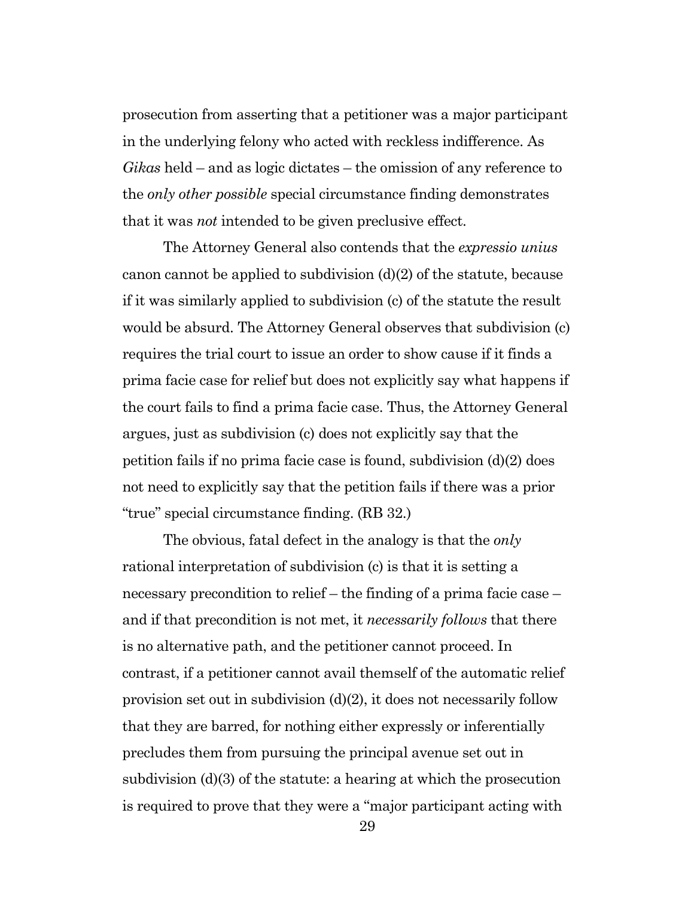prosecution from asserting that a petitioner was a major participant in the underlying felony who acted with reckless indifference. As *Gikas* held – and as logic dictates – the omission of any reference to the *only other possible* special circumstance finding demonstrates that it was *not* intended to be given preclusive effect.

The Attorney General also contends that the *expressio unius* canon cannot be applied to subdivision (d)(2) of the statute, because if it was similarly applied to subdivision (c) of the statute the result would be absurd. The Attorney General observes that subdivision (c) requires the trial court to issue an order to show cause if it finds a prima facie case for relief but does not explicitly say what happens if the court fails to find a prima facie case. Thus, the Attorney General argues, just as subdivision (c) does not explicitly say that the petition fails if no prima facie case is found, subdivision (d)(2) does not need to explicitly say that the petition fails if there was a prior "true" special circumstance finding. (RB 32.)

The obvious, fatal defect in the analogy is that the *only* rational interpretation of subdivision (c) is that it is setting a necessary precondition to relief – the finding of a prima facie case – and if that precondition is not met, it *necessarily follows* that there is no alternative path, and the petitioner cannot proceed. In contrast, if a petitioner cannot avail themself of the automatic relief provision set out in subdivision (d)(2), it does not necessarily follow that they are barred, for nothing either expressly or inferentially precludes them from pursuing the principal avenue set out in subdivision (d)(3) of the statute: a hearing at which the prosecution is required to prove that they were a "major participant acting with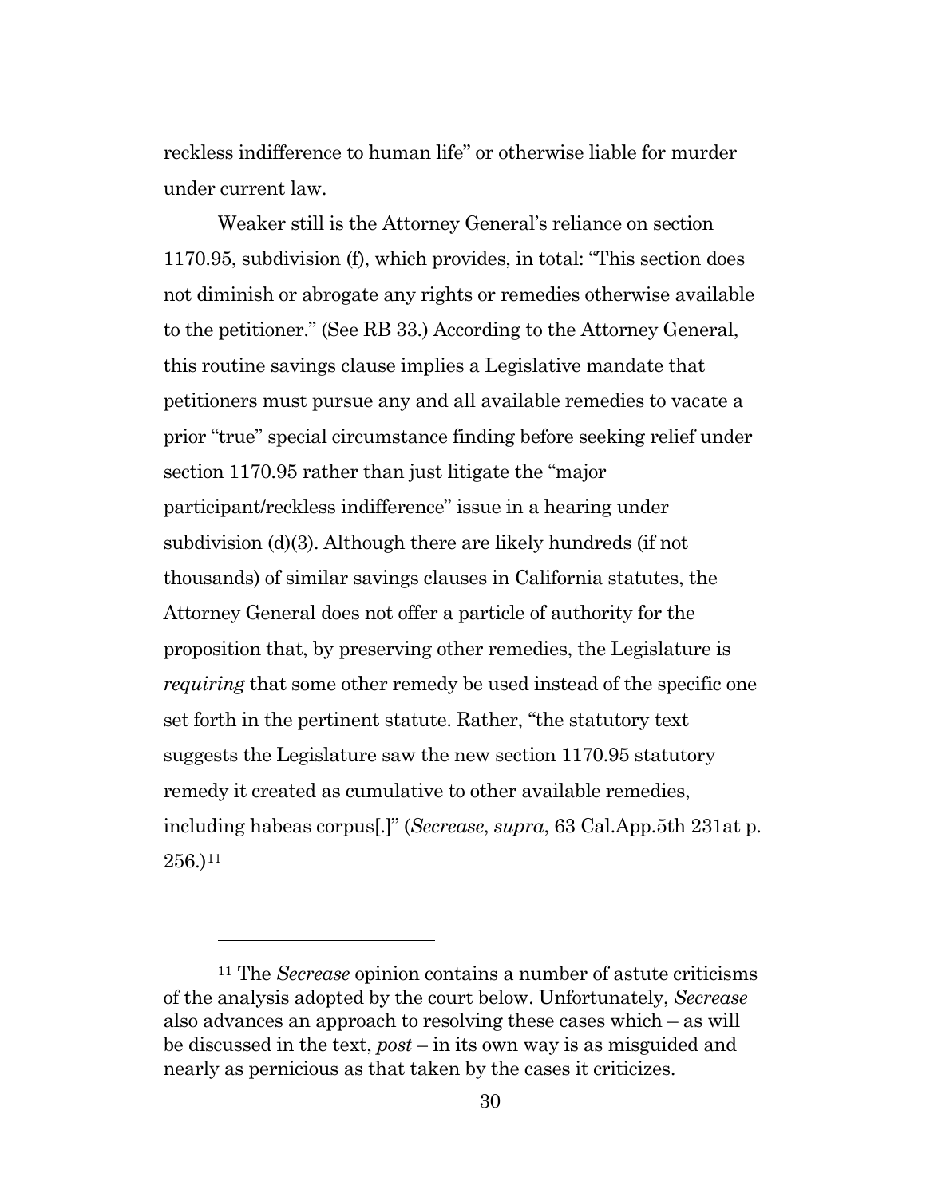reckless indifference to human life" or otherwise liable for murder under current law.

Weaker still is the Attorney General's reliance on section 1170.95, subdivision (f), which provides, in total: "This section does not diminish or abrogate any rights or remedies otherwise available to the petitioner." (See RB 33.) According to the Attorney General, this routine savings clause implies a Legislative mandate that petitioners must pursue any and all available remedies to vacate a prior "true" special circumstance finding before seeking relief under section 1170.95 rather than just litigate the "major participant/reckless indifference" issue in a hearing under subdivision (d)(3). Although there are likely hundreds (if not thousands) of similar savings clauses in California statutes, the Attorney General does not offer a particle of authority for the proposition that, by preserving other remedies, the Legislature is *requiring* that some other remedy be used instead of the specific one set forth in the pertinent statute. Rather, "the statutory text suggests the Legislature saw the new section 1170.95 statutory remedy it created as cumulative to other available remedies, including habeas corpus[.]" (*Secrease*, *supra*, 63 Cal.App.5th 231at p. 256.)[11]

---

[11] The *Secrease* opinion contains a number of astute criticisms of the analysis adopted by the court below. Unfortunately, *Secrease* also advances an approach to resolving these cases which – as will be discussed in the text, *post* – in its own way is as misguided and nearly as pernicious as that taken by the cases it criticizes.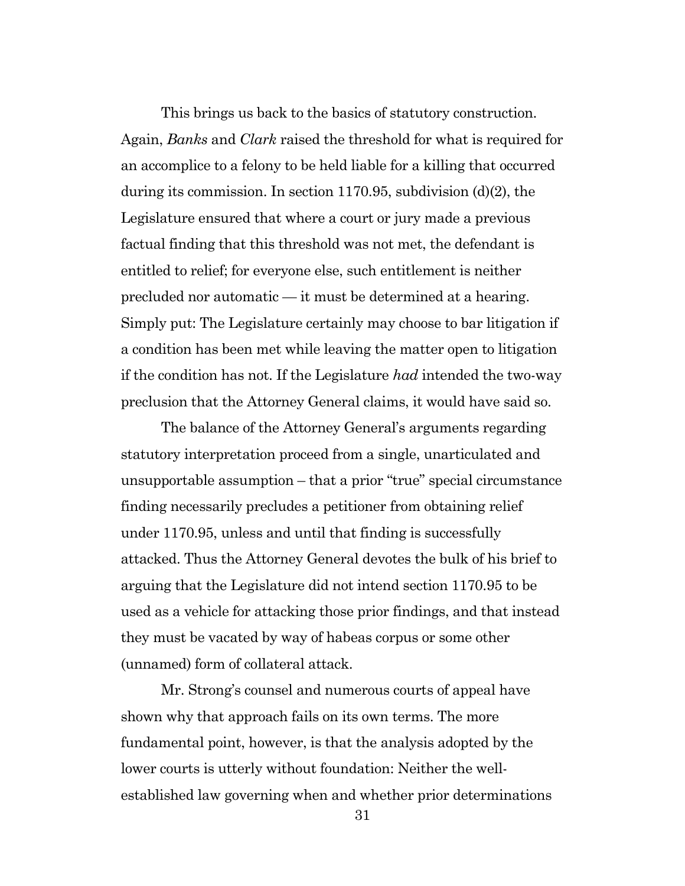This brings us back to the basics of statutory construction. Again, *Banks* and *Clark* raised the threshold for what is required for an accomplice to a felony to be held liable for a killing that occurred during its commission. In section 1170.95, subdivision (d)(2), the Legislature ensured that where a court or jury made a previous factual finding that this threshold was not met, the defendant is entitled to relief; for everyone else, such entitlement is neither precluded nor automatic — it must be determined at a hearing. Simply put: The Legislature certainly may choose to bar litigation if a condition has been met while leaving the matter open to litigation if the condition has not. If the Legislature *had* intended the two-way preclusion that the Attorney General claims, it would have said so.

The balance of the Attorney General's arguments regarding statutory interpretation proceed from a single, unarticulated and unsupportable assumption – that a prior "true" special circumstance finding necessarily precludes a petitioner from obtaining relief under 1170.95, unless and until that finding is successfully attacked. Thus the Attorney General devotes the bulk of his brief to arguing that the Legislature did not intend section 1170.95 to be used as a vehicle for attacking those prior findings, and that instead they must be vacated by way of habeas corpus or some other (unnamed) form of collateral attack.

Mr. Strong's counsel and numerous courts of appeal have shown why that approach fails on its own terms. The more fundamental point, however, is that the analysis adopted by the lower courts is utterly without foundation: Neither the well-established law governing when and whether prior determinations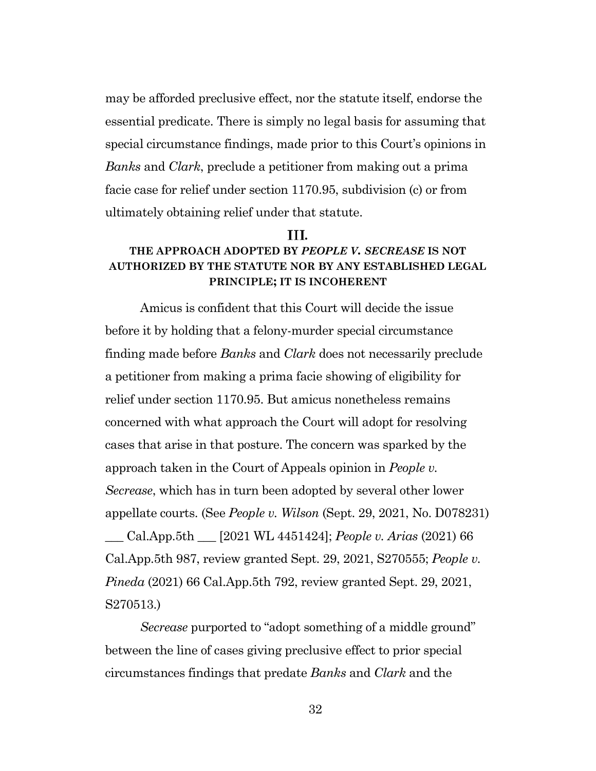may be afforded preclusive effect, nor the statute itself, endorse the essential predicate. There is simply no legal basis for assuming that special circumstance findings, made prior to this Court's opinions in *Banks* and *Clark*, preclude a petitioner from making out a prima facie case for relief under section 1170.95, subdivision (c) or from ultimately obtaining relief under that statute.

## III.
## THE APPROACH ADOPTED BY *PEOPLE V. SECREASE* IS NOT AUTHORIZED BY THE STATUTE NOR BY ANY ESTABLISHED LEGAL PRINCIPLE; IT IS INCOHERENT

Amicus is confident that this Court will decide the issue before it by holding that a felony-murder special circumstance finding made before *Banks* and *Clark* does not necessarily preclude a petitioner from making a prima facie showing of eligibility for relief under section 1170.95. But amicus nonetheless remains concerned with what approach the Court will adopt for resolving cases that arise in that posture. The concern was sparked by the approach taken in the Court of Appeals opinion in *People v. Secrease*, which has in turn been adopted by several other lower appellate courts. (See *People v. Wilson* (Sept. 29, 2021, No. D078231) ___ Cal.App.5th ___ [2021 WL 4451424]; *People v. Arias* (2021) 66 Cal.App.5th 987, review granted Sept. 29, 2021, S270555; *People v. Pineda* (2021) 66 Cal.App.5th 792, review granted Sept. 29, 2021, S270513.)

*Secrease* purported to "adopt something of a middle ground" between the line of cases giving preclusive effect to prior special circumstances findings that predate *Banks* and *Clark* and the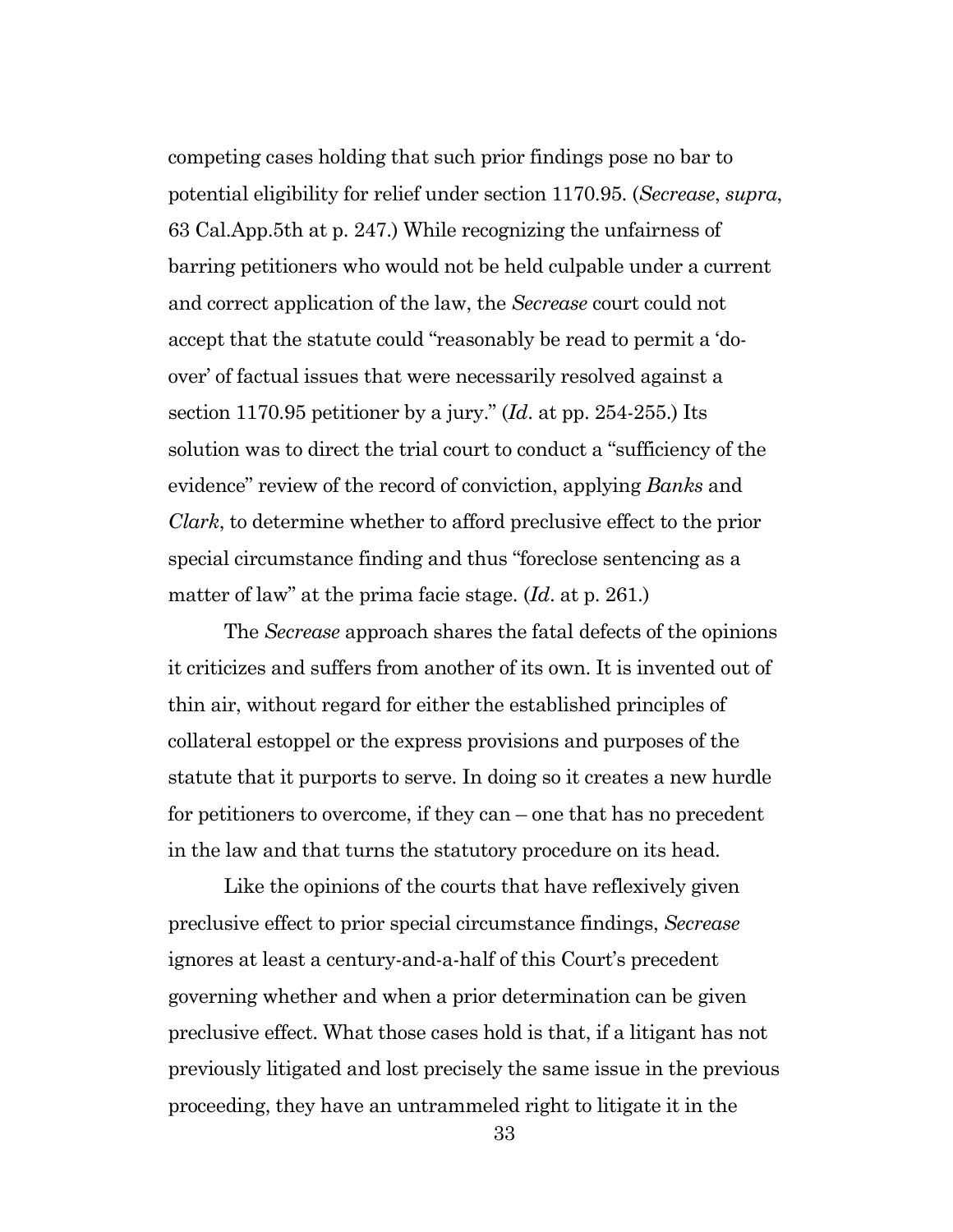competing cases holding that such prior findings pose no bar to potential eligibility for relief under section 1170.95. (*Secrease*, *supra*, 63 Cal.App.5th at p. 247.) While recognizing the unfairness of barring petitioners who would not be held culpable under a current and correct application of the law, the *Secrease* court could not accept that the statute could "reasonably be read to permit a 'do-over' of factual issues that were necessarily resolved against a section 1170.95 petitioner by a jury." (*Id*. at pp. 254-255.) Its solution was to direct the trial court to conduct a "sufficiency of the evidence" review of the record of conviction, applying *Banks* and *Clark*, to determine whether to afford preclusive effect to the prior special circumstance finding and thus "foreclose sentencing as a matter of law" at the prima facie stage. (*Id*. at p. 261.)

The *Secrease* approach shares the fatal defects of the opinions it criticizes and suffers from another of its own. It is invented out of thin air, without regard for either the established principles of collateral estoppel or the express provisions and purposes of the statute that it purports to serve. In doing so it creates a new hurdle for petitioners to overcome, if they can – one that has no precedent in the law and that turns the statutory procedure on its head.

Like the opinions of the courts that have reflexively given preclusive effect to prior special circumstance findings, *Secrease* ignores at least a century-and-a-half of this Court's precedent governing whether and when a prior determination can be given preclusive effect. What those cases hold is that, if a litigant has not previously litigated and lost precisely the same issue in the previous proceeding, they have an untrammeled right to litigate it in the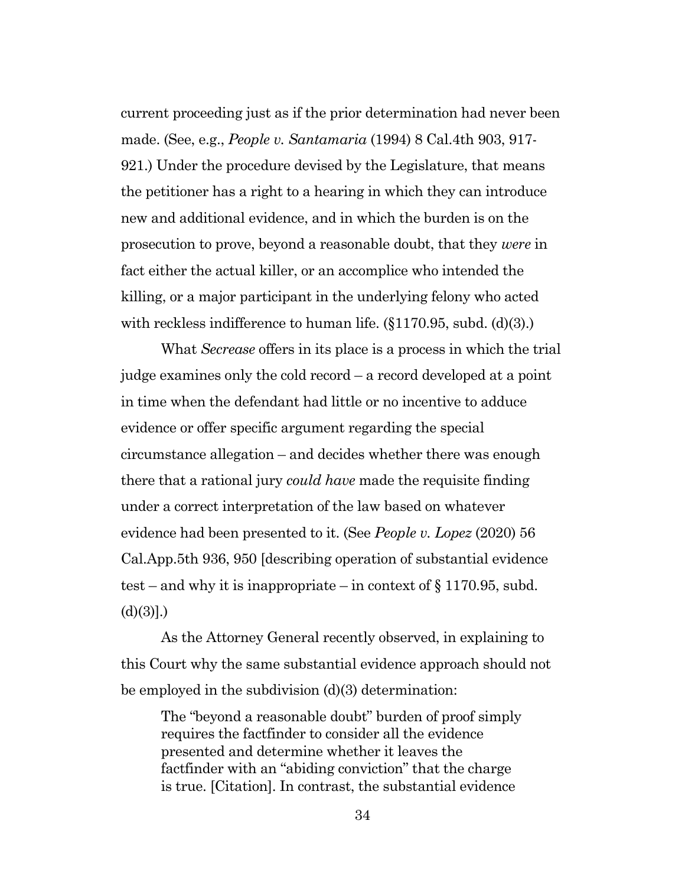current proceeding just as if the prior determination had never been made. (See, e.g., *People v. Santamaria* (1994) 8 Cal.4th 903, 917-921.) Under the procedure devised by the Legislature, that means the petitioner has a right to a hearing in which they can introduce new and additional evidence, and in which the burden is on the prosecution to prove, beyond a reasonable doubt, that they *were* in fact either the actual killer, or an accomplice who intended the killing, or a major participant in the underlying felony who acted with reckless indifference to human life. (§1170.95, subd. (d)(3).)

What *Secrease* offers in its place is a process in which the trial judge examines only the cold record – a record developed at a point in time when the defendant had little or no incentive to adduce evidence or offer specific argument regarding the special circumstance allegation – and decides whether there was enough there that a rational jury *could have* made the requisite finding under a correct interpretation of the law based on whatever evidence had been presented to it. (See *People v. Lopez* (2020) 56 Cal.App.5th 936, 950 [describing operation of substantial evidence test – and why it is inappropriate – in context of § 1170.95, subd. (d)(3)].)

As the Attorney General recently observed, in explaining to this Court why the same substantial evidence approach should not be employed in the subdivision (d)(3) determination:

> The "beyond a reasonable doubt" burden of proof simply requires the factfinder to consider all the evidence presented and determine whether it leaves the factfinder with an "abiding conviction" that the charge is true. [Citation]. In contrast, the substantial evidence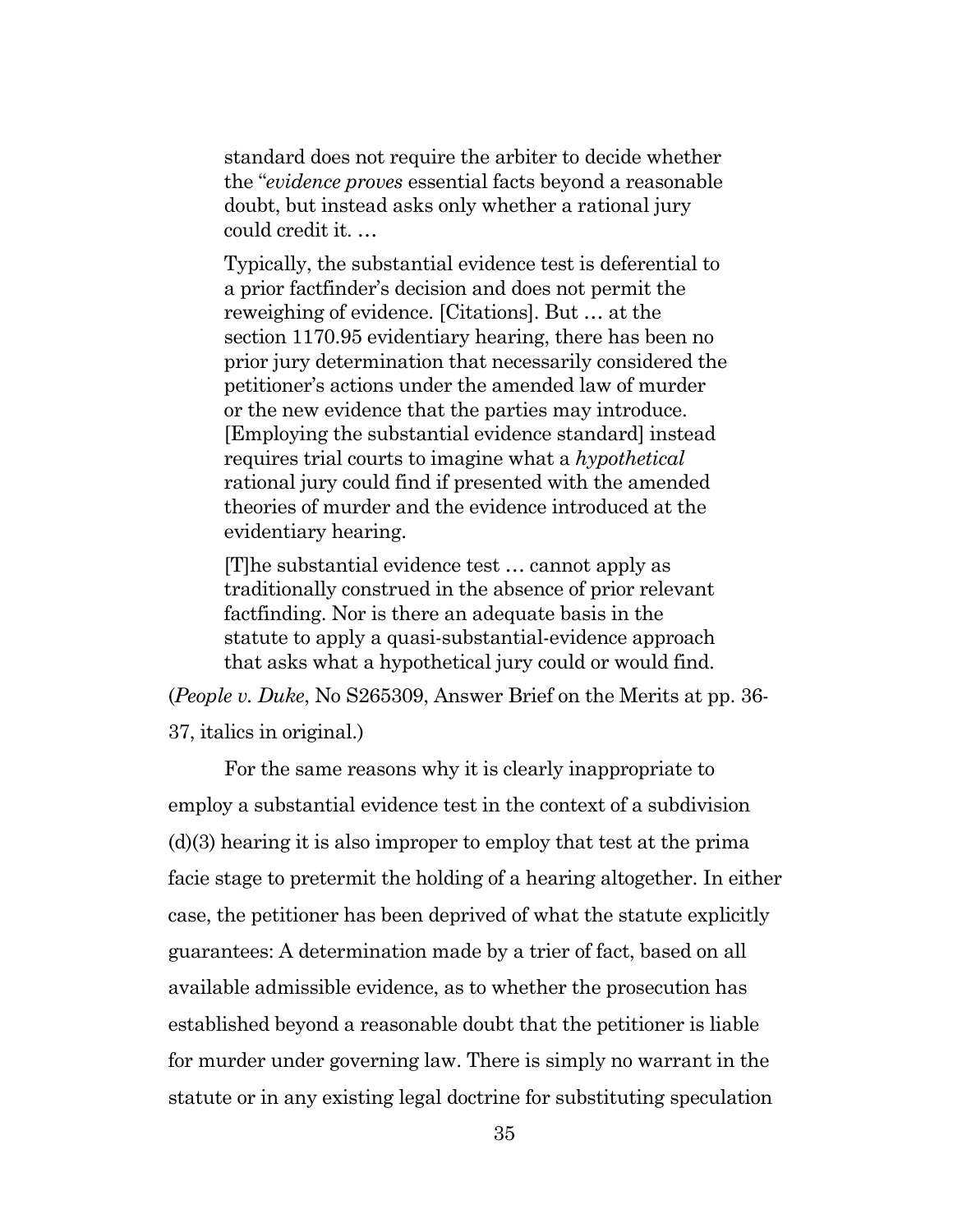> standard does not require the arbiter to decide whether the "*evidence proves* essential facts beyond a reasonable doubt, but instead asks only whether a rational jury could credit it. …
>
> Typically, the substantial evidence test is deferential to a prior factfinder's decision and does not permit the reweighing of evidence. [Citations]. But … at the section 1170.95 evidentiary hearing, there has been no prior jury determination that necessarily considered the petitioner's actions under the amended law of murder or the new evidence that the parties may introduce. [Employing the substantial evidence standard] instead requires trial courts to imagine what a *hypothetical* rational jury could find if presented with the amended theories of murder and the evidence introduced at the evidentiary hearing.
>
> [T]he substantial evidence test … cannot apply as traditionally construed in the absence of prior relevant factfinding. Nor is there an adequate basis in the statute to apply a quasi-substantial-evidence approach that asks what a hypothetical jury could or would find.

(*People v. Duke*, No S265309, Answer Brief on the Merits at pp. 36-37, italics in original.)

For the same reasons why it is clearly inappropriate to employ a substantial evidence test in the context of a subdivision (d)(3) hearing it is also improper to employ that test at the prima facie stage to pretermit the holding of a hearing altogether. In either case, the petitioner has been deprived of what the statute explicitly guarantees: A determination made by a trier of fact, based on all available admissible evidence, as to whether the prosecution has established beyond a reasonable doubt that the petitioner is liable for murder under governing law. There is simply no warrant in the statute or in any existing legal doctrine for substituting speculation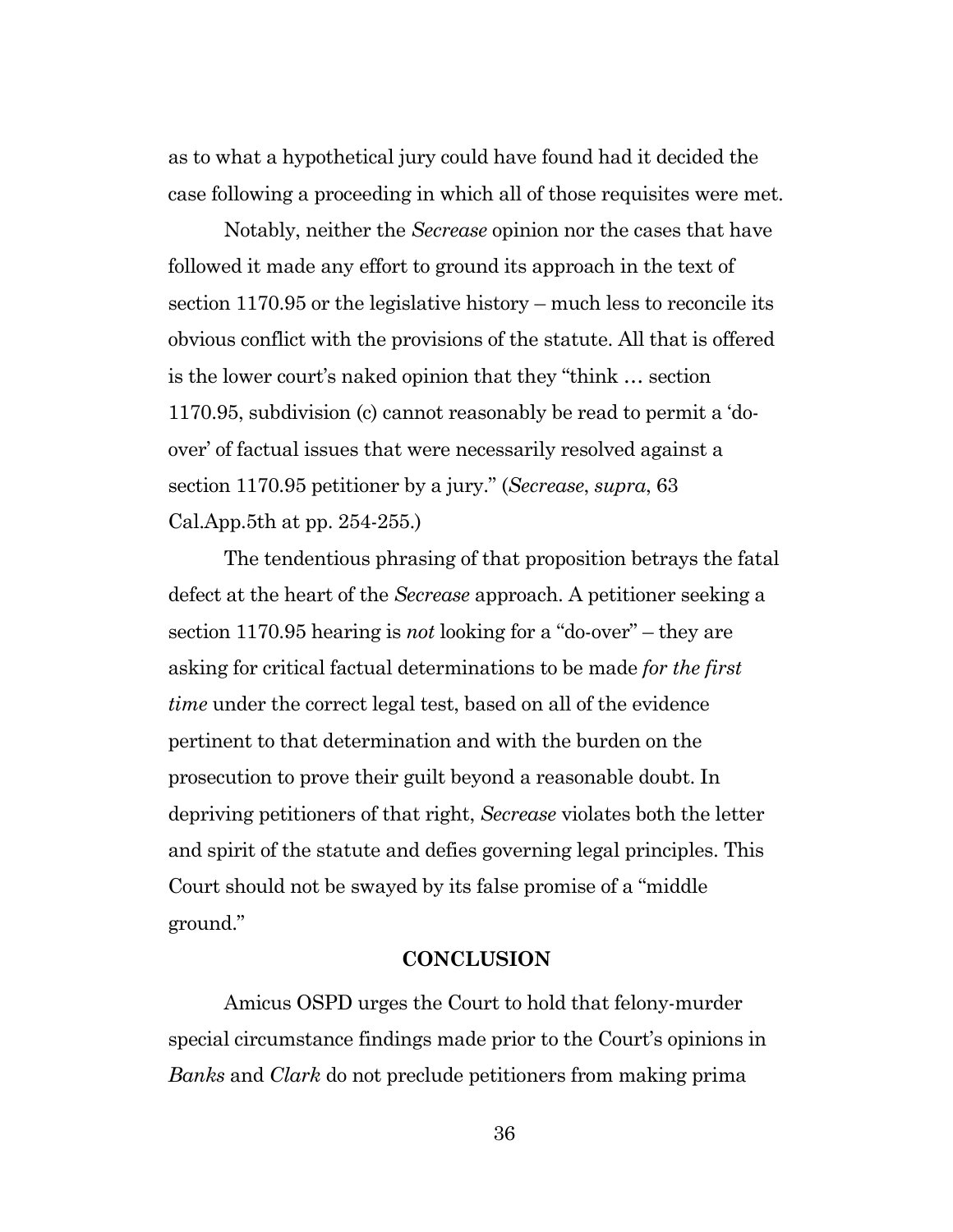as to what a hypothetical jury could have found had it decided the case following a proceeding in which all of those requisites were met.

Notably, neither the *Secrease* opinion nor the cases that have followed it made any effort to ground its approach in the text of section 1170.95 or the legislative history – much less to reconcile its obvious conflict with the provisions of the statute. All that is offered is the lower court's naked opinion that they "think … section 1170.95, subdivision (c) cannot reasonably be read to permit a 'do-over' of factual issues that were necessarily resolved against a section 1170.95 petitioner by a jury." (*Secrease*, *supra*, 63 Cal.App.5th at pp. 254-255.)

The tendentious phrasing of that proposition betrays the fatal defect at the heart of the *Secrease* approach. A petitioner seeking a section 1170.95 hearing is *not* looking for a "do-over" – they are asking for critical factual determinations to be made *for the first time* under the correct legal test, based on all of the evidence pertinent to that determination and with the burden on the prosecution to prove their guilt beyond a reasonable doubt. In depriving petitioners of that right, *Secrease* violates both the letter and spirit of the statute and defies governing legal principles. This Court should not be swayed by its false promise of a "middle ground."

## CONCLUSION

Amicus OSPD urges the Court to hold that felony-murder special circumstance findings made prior to the Court's opinions in *Banks* and *Clark* do not preclude petitioners from making prima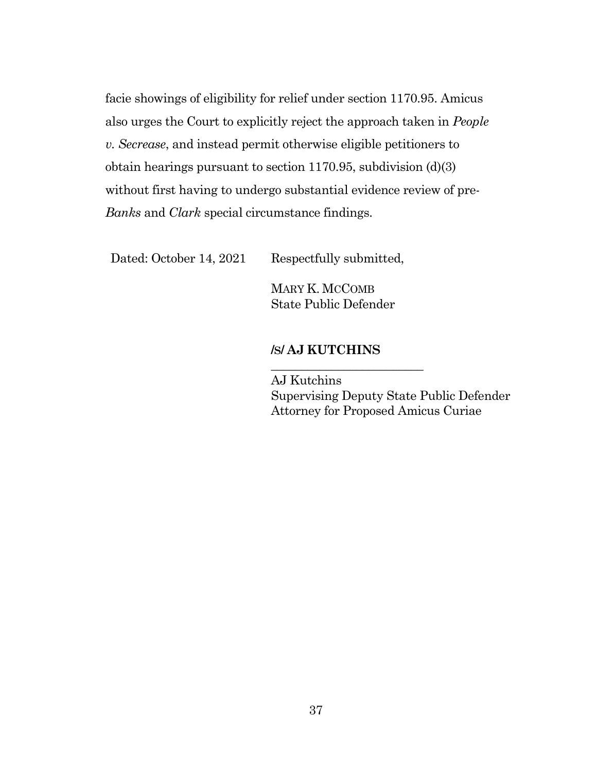facie showings of eligibility for relief under section 1170.95. Amicus also urges the Court to explicitly reject the approach taken in *People v. Secrease*, and instead permit otherwise eligible petitioners to obtain hearings pursuant to section 1170.95, subdivision (d)(3) without first having to undergo substantial evidence review of pre-*Banks* and *Clark* special circumstance findings.

Dated: October 14, 2021

Respectfully submitted,

MARY K. MCCOMB
State Public Defender

**/S/ AJ KUTCHINS**

AJ Kutchins
Supervising Deputy State Public Defender
Attorney for Proposed Amicus Curiae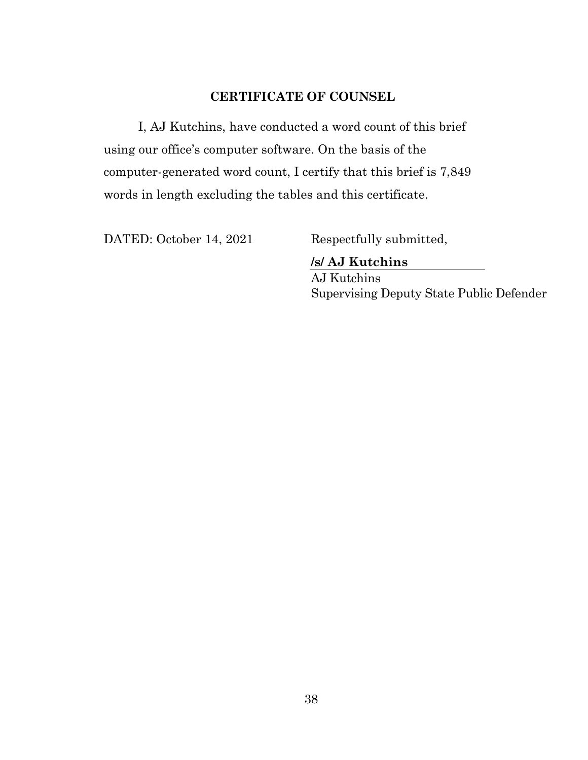## CERTIFICATE OF COUNSEL

I, AJ Kutchins, have conducted a word count of this brief using our office's computer software. On the basis of the computer-generated word count, I certify that this brief is 7,849 words in length excluding the tables and this certificate.

DATED: October 14, 2021

Respectfully submitted,

**/s/ AJ Kutchins**

AJ Kutchins
Supervising Deputy State Public Defender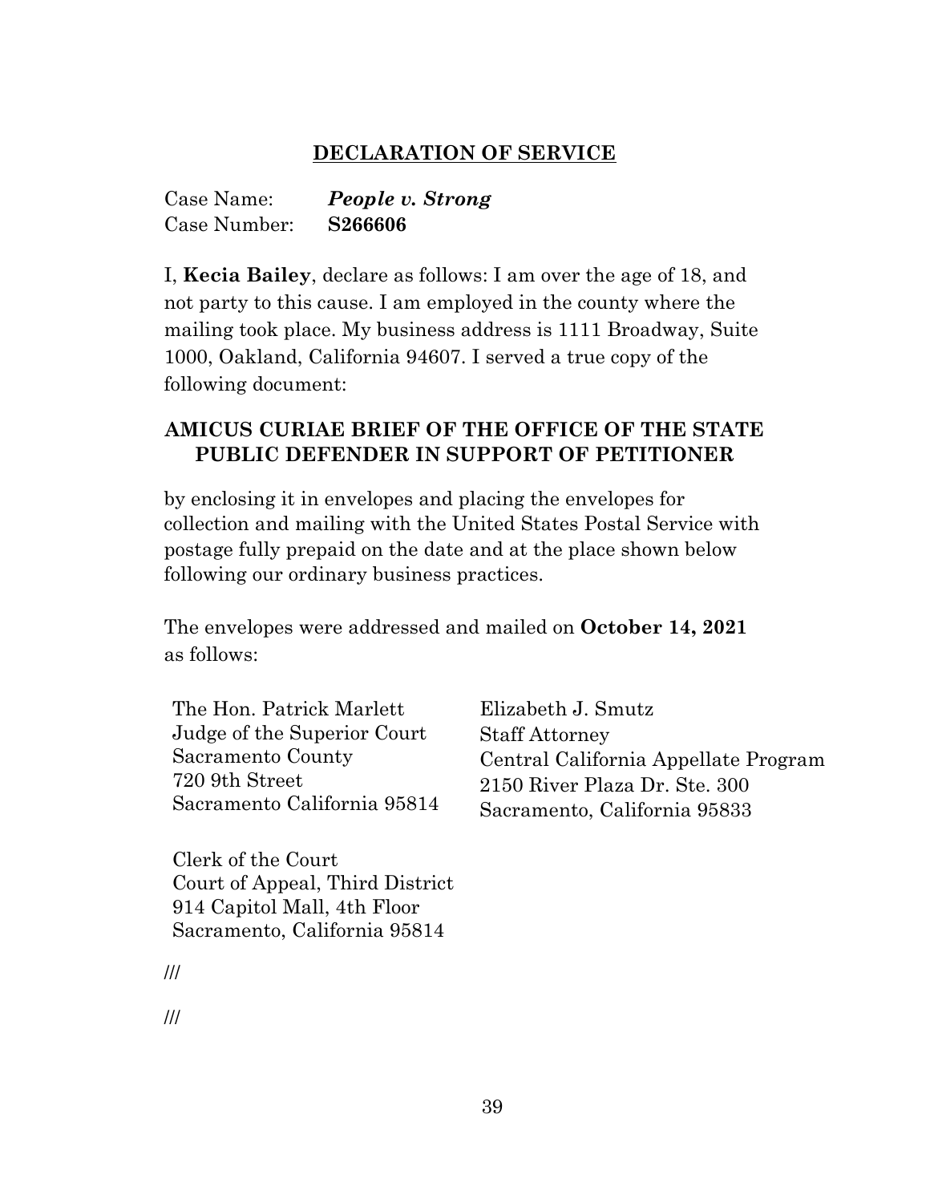## DECLARATION OF SERVICE

Case Name: ***People v. Strong***
Case Number: **S266606**

I, **Kecia Bailey**, declare as follows: I am over the age of 18, and not party to this cause. I am employed in the county where the mailing took place. My business address is 1111 Broadway, Suite 1000, Oakland, California 94607. I served a true copy of the following document:

**AMICUS CURIAE BRIEF OF THE OFFICE OF THE STATE PUBLIC DEFENDER IN SUPPORT OF PETITIONER**

by enclosing it in envelopes and placing the envelopes for collection and mailing with the United States Postal Service with postage fully prepaid on the date and at the place shown below following our ordinary business practices.

The envelopes were addressed and mailed on **October 14, 2021** as follows:

The Hon. Patrick Marlett
Judge of the Superior Court
Sacramento County
720 9th Street
Sacramento California 95814

Elizabeth J. Smutz
Staff Attorney
Central California Appellate Program
2150 River Plaza Dr. Ste. 300
Sacramento, California 95833

Clerk of the Court
Court of Appeal, Third District
914 Capitol Mall, 4th Floor
Sacramento, California 95814

///

///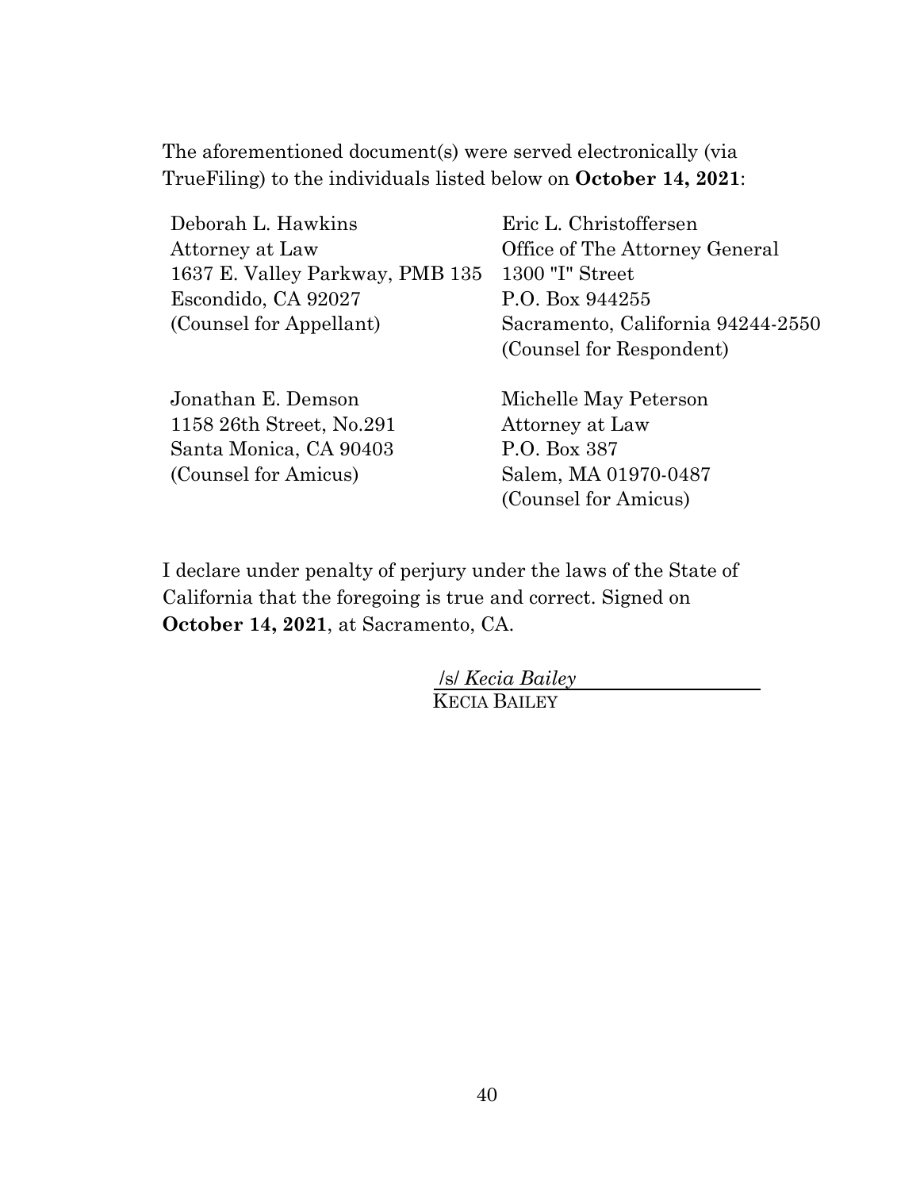The aforementioned document(s) were served electronically (via TrueFiling) to the individuals listed below on **October 14, 2021**:

Deborah L. Hawkins
Attorney at Law
1637 E. Valley Parkway, PMB 135
Escondido, CA 92027
(Counsel for Appellant)

Eric L. Christoffersen
Office of The Attorney General
1300 "I" Street
P.O. Box 944255
Sacramento, California 94244-2550
(Counsel for Respondent)

Jonathan E. Demson
1158 26th Street, No.291
Santa Monica, CA 90403
(Counsel for Amicus)

Michelle May Peterson
Attorney at Law
P.O. Box 387
Salem, MA 01970-0487
(Counsel for Amicus)

I declare under penalty of perjury under the laws of the State of California that the foregoing is true and correct. Signed on **October 14, 2021**, at Sacramento, CA.

/s/ *Kecia Bailey*
KECIA BAILEY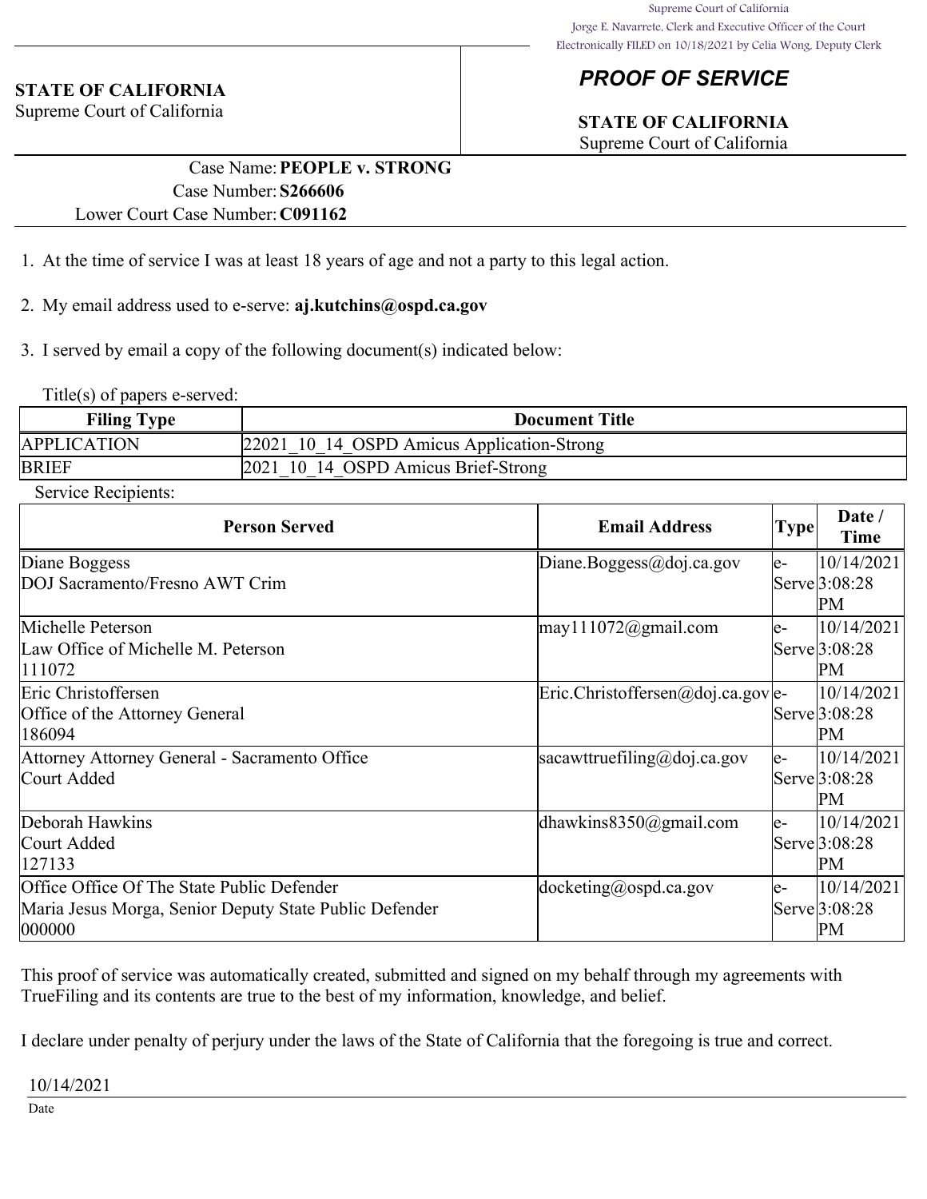Supreme Court of California
Jorge E. Navarrete, Clerk and Executive Officer of the Court
Electronically FILED on 10/18/2021 by Celia Wong, Deputy Clerk

**STATE OF CALIFORNIA**
Supreme Court of California

## *PROOF OF SERVICE*

**STATE OF CALIFORNIA**
Supreme Court of California

Case Name: **PEOPLE v. STRONG**
Case Number: **S266606**
Lower Court Case Number: **C091162**

1. At the time of service I was at least 18 years of age and not a party to this legal action.

2. My email address used to e-serve: **aj.kutchins@ospd.ca.gov**

3. I served by email a copy of the following document(s) indicated below:

Title(s) of papers e-served:

| Filing Type | Document Title |
|---|---|
| APPLICATION | 22021_10_14_OSPD Amicus Application-Strong |
| BRIEF | 2021_10_14_OSPD Amicus Brief-Strong |

Service Recipients:

| Person Served | Email Address | Type | Date / Time |
|---|---|---|---|
| Diane Boggess<br>DOJ Sacramento/Fresno AWT Crim | Diane.Boggess@doj.ca.gov | e-Serve | 10/14/2021 3:08:28 PM |
| Michelle Peterson<br>Law Office of Michelle M. Peterson<br>111072 | may111072@gmail.com | e-Serve | 10/14/2021 3:08:28 PM |
| Eric Christoffersen<br>Office of the Attorney General<br>186094 | Eric.Christoffersen@doj.ca.gov | e-Serve | 10/14/2021 3:08:28 PM |
| Attorney Attorney General - Sacramento Office<br>Court Added | sacawttruefiling@doj.ca.gov | e-Serve | 10/14/2021 3:08:28 PM |
| Deborah Hawkins<br>Court Added<br>127133 | dhawkins8350@gmail.com | e-Serve | 10/14/2021 3:08:28 PM |
| Office Office Of The State Public Defender<br>Maria Jesus Morga, Senior Deputy State Public Defender<br>000000 | docketing@ospd.ca.gov | e-Serve | 10/14/2021 3:08:28 PM |

This proof of service was automatically created, submitted and signed on my behalf through my agreements with TrueFiling and its contents are true to the best of my information, knowledge, and belief.

I declare under penalty of perjury under the laws of the State of California that the foregoing is true and correct.

10/14/2021

Date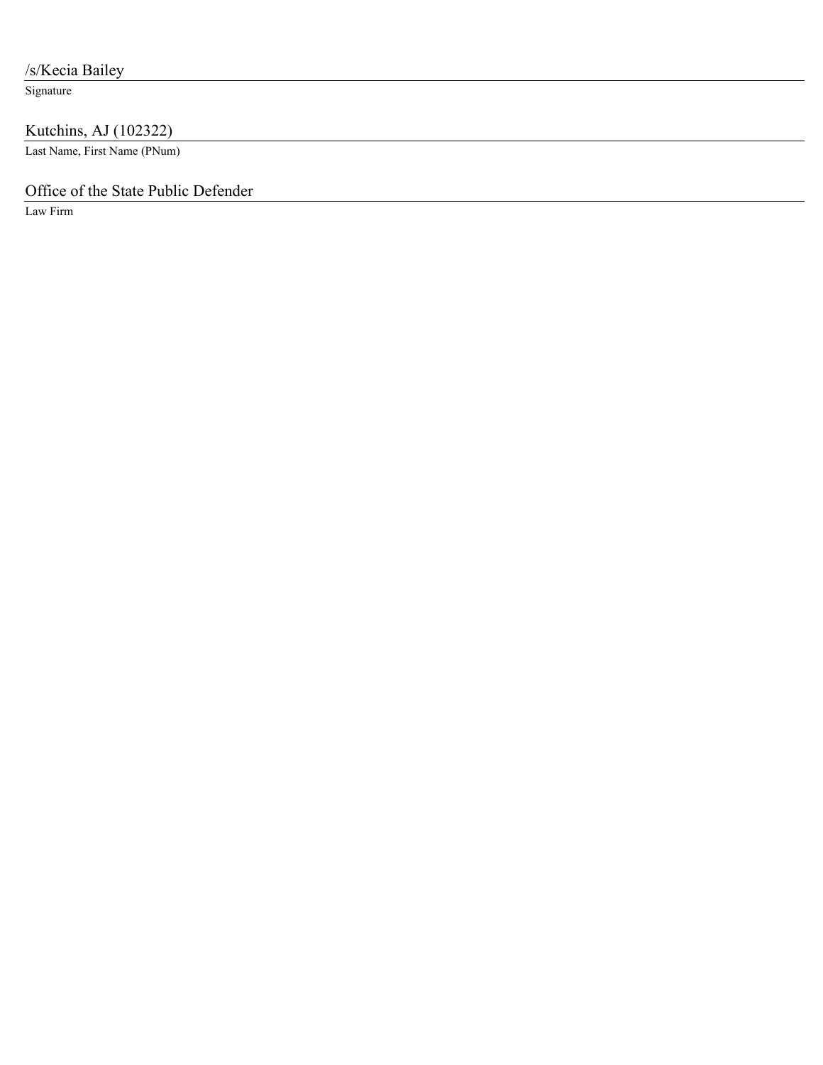/s/Kecia Bailey

Signature

Kutchins, AJ (102322)

Last Name, First Name (PNum)

Office of the State Public Defender

Law Firm